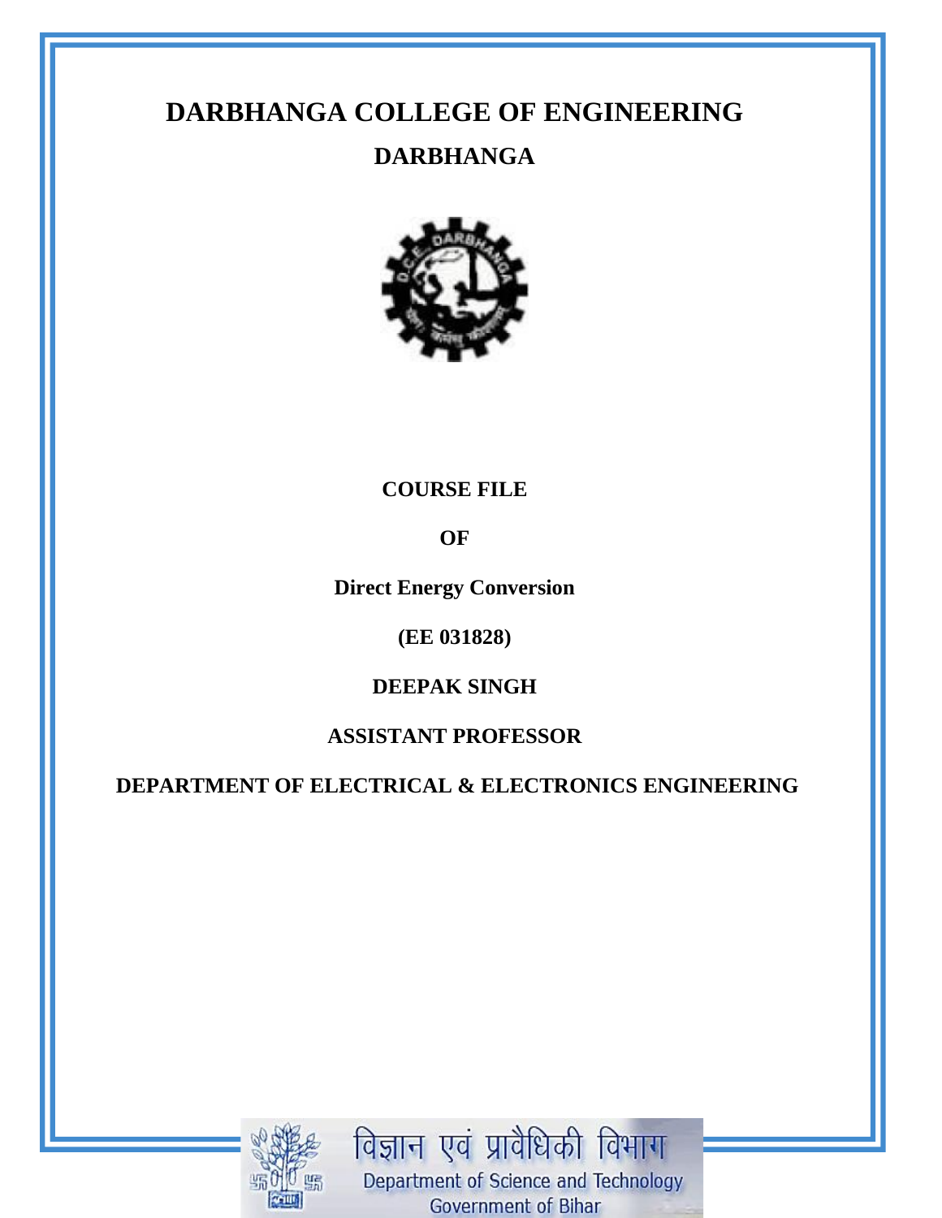# DARBHANGA COLLEGE OF ENGINEERING

## DARBHANGA

**COURSE FILE**

**OF**

**Direct Energy Conversion**

**(EE 031828)**

**DEEPAK SINGH**

**ASSISTANT PROFESSOR**

**DEPARTMENT OF ELECTRICAL & ELECTRONICS ENGINEERING**

विज्ञान एवं प्रावैधिकी विभाग

Department of Science and Technology

Government of Bihar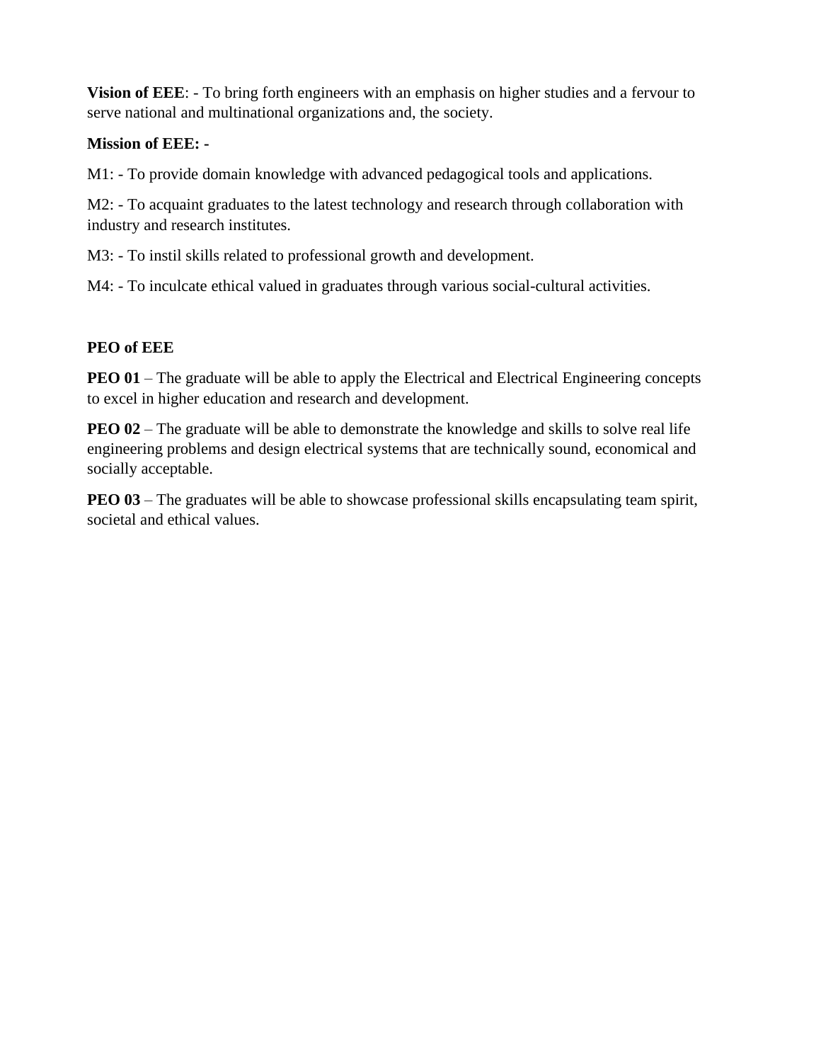**Vision of EEE**: - To bring forth engineers with an emphasis on higher studies and a fervour to serve national and multinational organizations and, the society.

**Mission of EEE: -**

M1: - To provide domain knowledge with advanced pedagogical tools and applications.

M2: - To acquaint graduates to the latest technology and research through collaboration with industry and research institutes.

M3: - To instil skills related to professional growth and development.

M4: - To inculcate ethical valued in graduates through various social-cultural activities.

**PEO of EEE**

**PEO 01** – The graduate will be able to apply the Electrical and Electrical Engineering concepts to excel in higher education and research and development.

**PEO 02** – The graduate will be able to demonstrate the knowledge and skills to solve real life engineering problems and design electrical systems that are technically sound, economical and socially acceptable.

**PEO 03** – The graduates will be able to showcase professional skills encapsulating team spirit, societal and ethical values.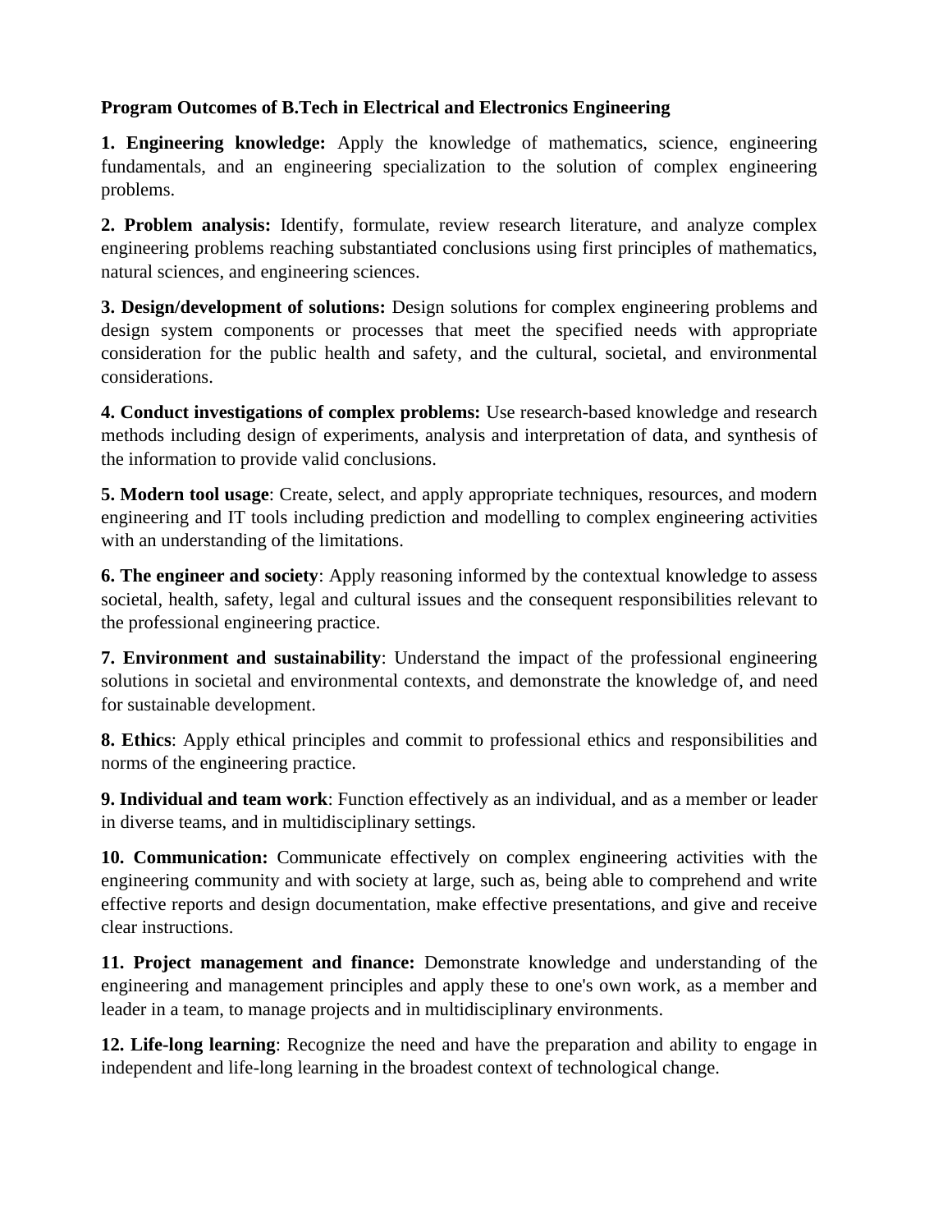**Program Outcomes of B.Tech in Electrical and Electronics Engineering**

**1. Engineering knowledge:** Apply the knowledge of mathematics, science, engineering fundamentals, and an engineering specialization to the solution of complex engineering problems.

**2. Problem analysis:** Identify, formulate, review research literature, and analyze complex engineering problems reaching substantiated conclusions using first principles of mathematics, natural sciences, and engineering sciences.

**3. Design/development of solutions:** Design solutions for complex engineering problems and design system components or processes that meet the specified needs with appropriate consideration for the public health and safety, and the cultural, societal, and environmental considerations.

**4. Conduct investigations of complex problems:** Use research-based knowledge and research methods including design of experiments, analysis and interpretation of data, and synthesis of the information to provide valid conclusions.

**5. Modern tool usage**: Create, select, and apply appropriate techniques, resources, and modern engineering and IT tools including prediction and modelling to complex engineering activities with an understanding of the limitations.

**6. The engineer and society**: Apply reasoning informed by the contextual knowledge to assess societal, health, safety, legal and cultural issues and the consequent responsibilities relevant to the professional engineering practice.

**7. Environment and sustainability**: Understand the impact of the professional engineering solutions in societal and environmental contexts, and demonstrate the knowledge of, and need for sustainable development.

**8. Ethics**: Apply ethical principles and commit to professional ethics and responsibilities and norms of the engineering practice.

**9. Individual and team work**: Function effectively as an individual, and as a member or leader in diverse teams, and in multidisciplinary settings.

**10. Communication:** Communicate effectively on complex engineering activities with the engineering community and with society at large, such as, being able to comprehend and write effective reports and design documentation, make effective presentations, and give and receive clear instructions.

**11. Project management and finance:** Demonstrate knowledge and understanding of the engineering and management principles and apply these to one's own work, as a member and leader in a team, to manage projects and in multidisciplinary environments.

**12. Life-long learning**: Recognize the need and have the preparation and ability to engage in independent and life-long learning in the broadest context of technological change.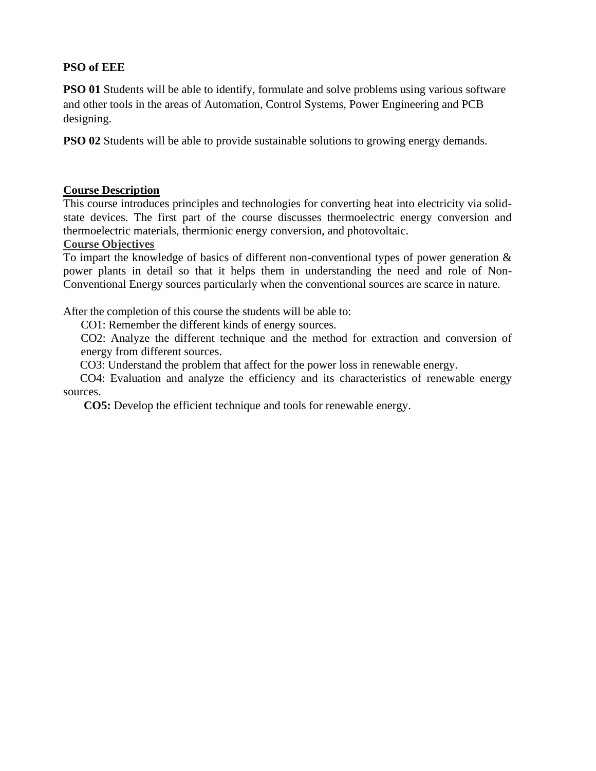**PSO of EEE**

**PSO 01** Students will be able to identify, formulate and solve problems using various software and other tools in the areas of Automation, Control Systems, Power Engineering and PCB designing.

**PSO 02** Students will be able to provide sustainable solutions to growing energy demands.

**Course Description**

This course introduces principles and technologies for converting heat into electricity via solid-state devices. The first part of the course discusses thermoelectric energy conversion and thermoelectric materials, thermionic energy conversion, and photovoltaic.

**Course Objectives**

To impart the knowledge of basics of different non-conventional types of power generation & power plants in detail so that it helps them in understanding the need and role of Non-Conventional Energy sources particularly when the conventional sources are scarce in nature.

After the completion of this course the students will be able to:

CO1: Remember the different kinds of energy sources.

CO2: Analyze the different technique and the method for extraction and conversion of energy from different sources.

CO3: Understand the problem that affect for the power loss in renewable energy.

CO4: Evaluation and analyze the efficiency and its characteristics of renewable energy sources.

**CO5:** Develop the efficient technique and tools for renewable energy.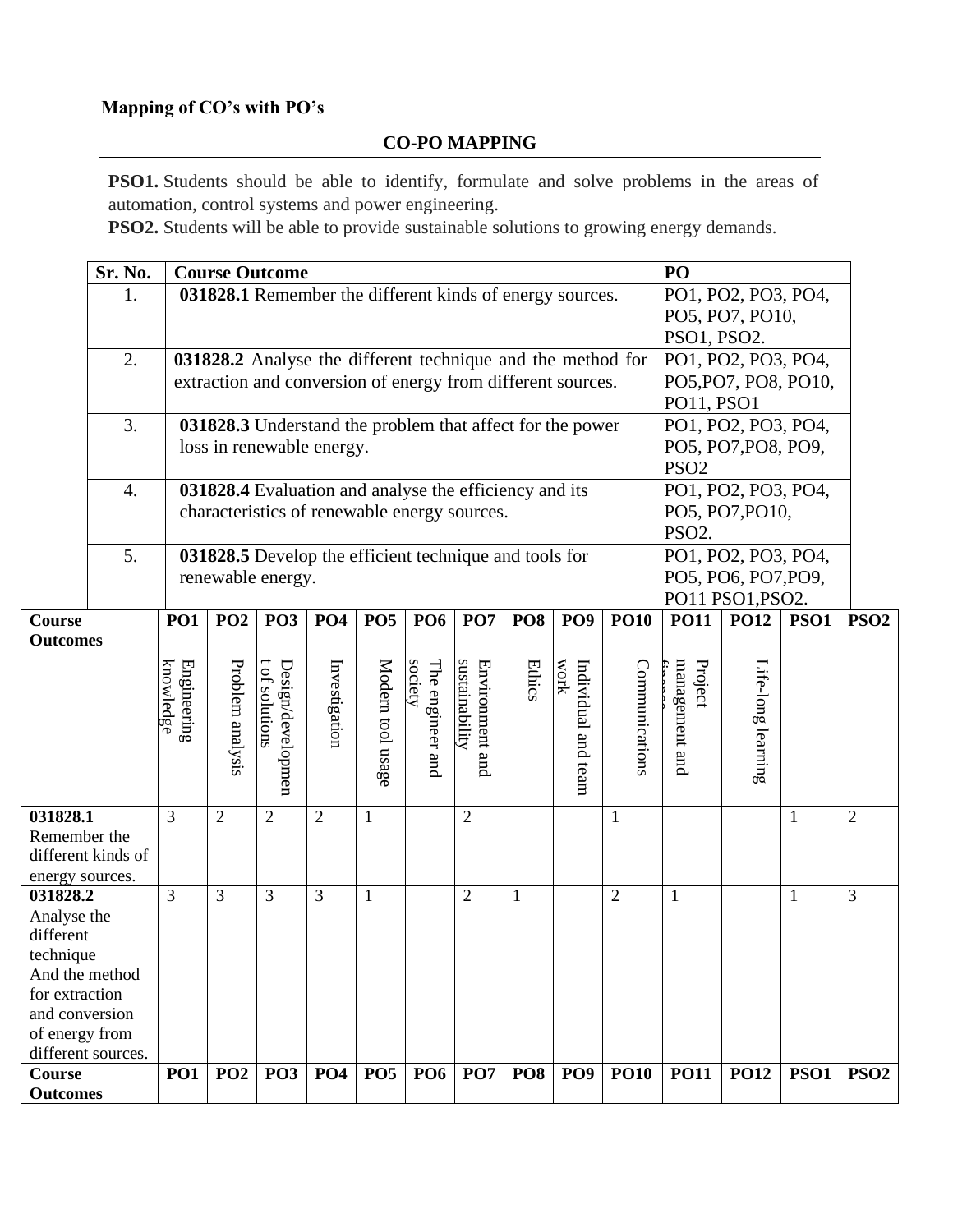**Mapping of CO's with PO's**

**CO-PO MAPPING**

**PSO1.** Students should be able to identify, formulate and solve problems in the areas of automation, control systems and power engineering.

**PSO2.** Students will be able to provide sustainable solutions to growing energy demands.

| Sr. No. | Course Outcome | PO |
|---|---|---|
| 1. | **031828.1** Remember the different kinds of energy sources. | PO1, PO2, PO3, PO4, PO5, PO7, PO10, PSO1, PSO2. |
| 2. | **031828.2** Analyse the different technique and the method for extraction and conversion of energy from different sources. | PO1, PO2, PO3, PO4, PO5,PO7, PO8, PO10, PO11, PSO1 |
| 3. | **031828.3** Understand the problem that affect for the power loss in renewable energy. | PO1, PO2, PO3, PO4, PO5, PO7,PO8, PO9, PSO2 |
| 4. | **031828.4** Evaluation and analyse the efficiency and its characteristics of renewable energy sources. | PO1, PO2, PO3, PO4, PO5, PO7,PO10, PSO2. |
| 5. | **031828.5** Develop the efficient technique and tools for renewable energy. | PO1, PO2, PO3, PO4, PO5, PO6, PO7,PO9, PO11 PSO1,PSO2. |

| **Course Outcomes** | **PO1** | **PO2** | **PO3** | **PO4** | **PO5** | **PO6** | **PO7** | **PO8** | **PO9** | **PO10** | **PO11** | **PO12** | **PSO1** | **PSO2** |
|---|---|---|---|---|---|---|---|---|---|---|---|---|---|---|
| | Engineering knowledge | Problem analysis | Design/development of solutions | Investigation | Modern tool usage | The engineer and society | Environment and sustainability | Ethics | Individual and team work | Communications | Project management and finance | Life-long learning | | |
| **031828.1** Remember the different kinds of energy sources. | 3 | 2 | 2 | 2 | 1 | | 2 | | | 1 | | | 1 | 2 |
| **031828.2** Analyse the different technique And the method for extraction and conversion of energy from different sources. | 3 | 3 | 3 | 3 | 1 | | 2 | 1 | | 2 | 1 | | 1 | 3 |
| **Course Outcomes** | **PO1** | **PO2** | **PO3** | **PO4** | **PO5** | **PO6** | **PO7** | **PO8** | **PO9** | **PO10** | **PO11** | **PO12** | **PSO1** | **PSO2** |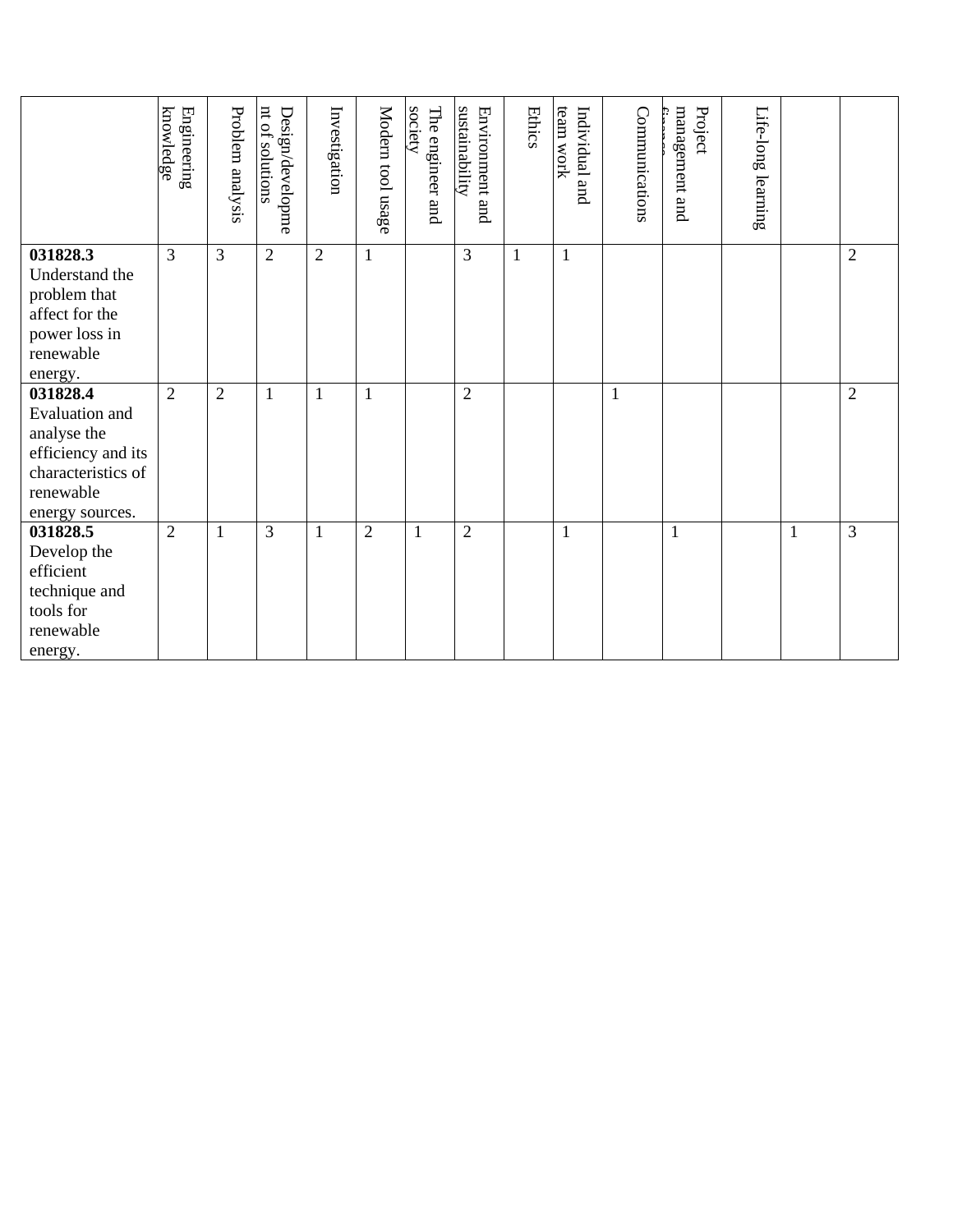| | Engineering knowledge | Problem analysis | Design/development of solutions | Investigation | Modern tool usage | The engineer and society | Environment and sustainability | Ethics | Individual and team work | Communications | Project management and finance | Life-long learning | | |
|---|---|---|---|---|---|---|---|---|---|---|---|---|---|---|
| **031828.3** Understand the problem that affect for the power loss in renewable energy. | 3 | 3 | 2 | 2 | 1 | | 3 | 1 | 1 | | | | | 2 |
| **031828.4** Evaluation and analyse the efficiency and its characteristics of renewable energy sources. | 2 | 2 | 1 | 1 | 1 | | 2 | | | 1 | | | | 2 |
| **031828.5** Develop the efficient technique and tools for renewable energy. | 2 | 1 | 3 | 1 | 2 | 1 | 2 | | 1 | | 1 | | 1 | 3 |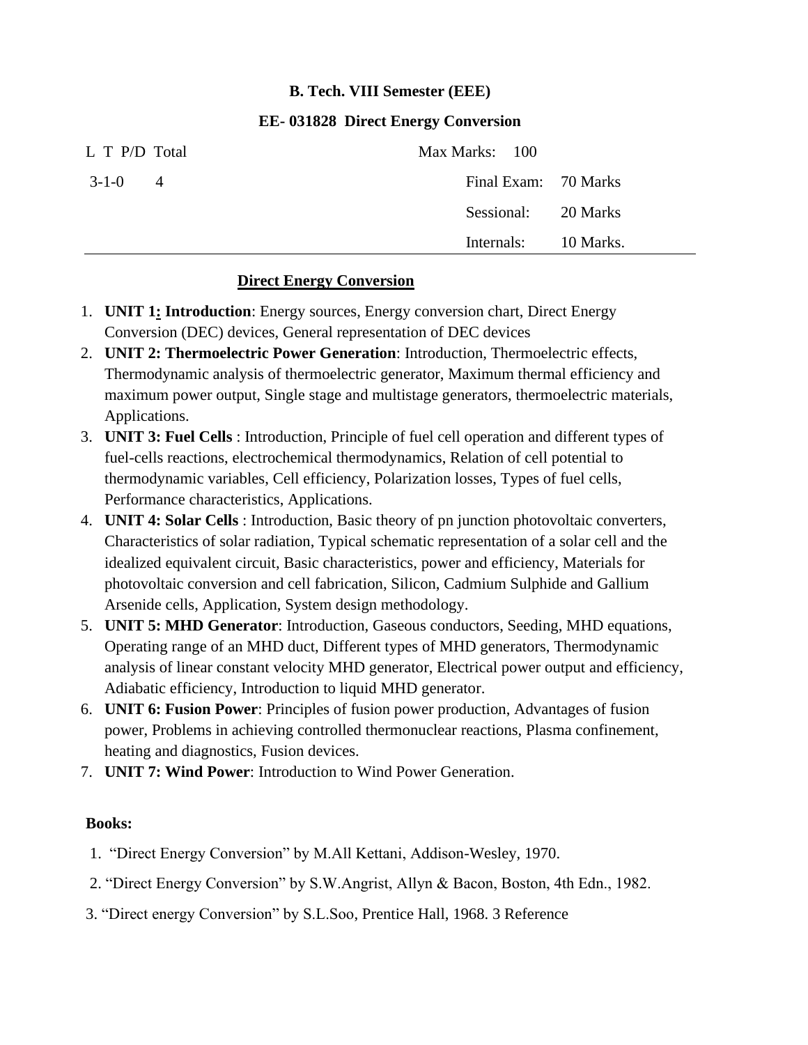**B. Tech. VIII Semester (EEE)**

**EE- 031828 Direct Energy Conversion**

| L T P/D | Total | | Max Marks: | 100 |
|---|---|---|---|---|
| 3-1-0 | 4 | | Final Exam: | 70 Marks |
| | | | Sessional: | 20 Marks |
| | | | Internals: | 10 Marks. |

**Direct Energy Conversion**

1. **UNIT 1: Introduction**: Energy sources, Energy conversion chart, Direct Energy Conversion (DEC) devices, General representation of DEC devices
2. **UNIT 2: Thermoelectric Power Generation**: Introduction, Thermoelectric effects, Thermodynamic analysis of thermoelectric generator, Maximum thermal efficiency and maximum power output, Single stage and multistage generators, thermoelectric materials, Applications.
3. **UNIT 3: Fuel Cells** : Introduction, Principle of fuel cell operation and different types of fuel-cells reactions, electrochemical thermodynamics, Relation of cell potential to thermodynamic variables, Cell efficiency, Polarization losses, Types of fuel cells, Performance characteristics, Applications.
4. **UNIT 4: Solar Cells** : Introduction, Basic theory of pn junction photovoltaic converters, Characteristics of solar radiation, Typical schematic representation of a solar cell and the idealized equivalent circuit, Basic characteristics, power and efficiency, Materials for photovoltaic conversion and cell fabrication, Silicon, Cadmium Sulphide and Gallium Arsenide cells, Application, System design methodology.
5. **UNIT 5: MHD Generator**: Introduction, Gaseous conductors, Seeding, MHD equations, Operating range of an MHD duct, Different types of MHD generators, Thermodynamic analysis of linear constant velocity MHD generator, Electrical power output and efficiency, Adiabatic efficiency, Introduction to liquid MHD generator.
6. **UNIT 6: Fusion Power**: Principles of fusion power production, Advantages of fusion power, Problems in achieving controlled thermonuclear reactions, Plasma confinement, heating and diagnostics, Fusion devices.
7. **UNIT 7: Wind Power**: Introduction to Wind Power Generation.

**Books:**

1. "Direct Energy Conversion" by M.All Kettani, Addison-Wesley, 1970.
2. "Direct Energy Conversion" by S.W.Angrist, Allyn & Bacon, Boston, 4th Edn., 1982.
3. "Direct energy Conversion" by S.L.Soo, Prentice Hall, 1968. 3 Reference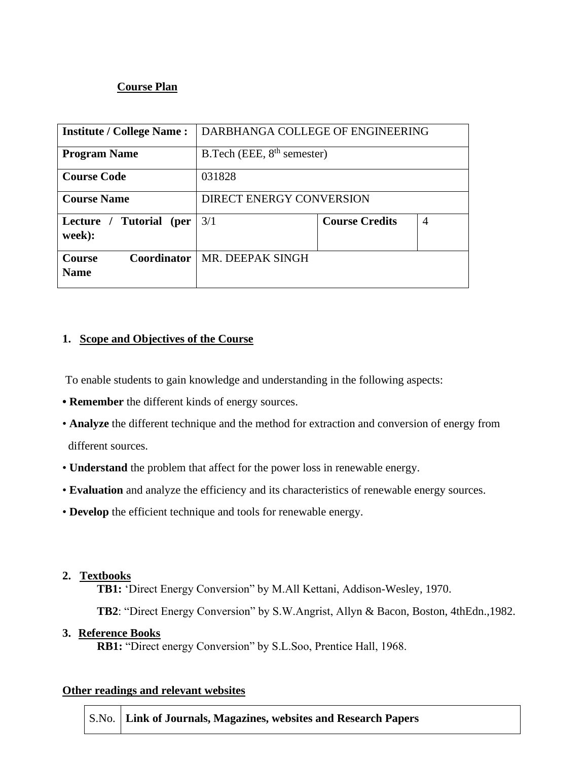## Course Plan

| **Institute / College Name :** | DARBHANGA COLLEGE OF ENGINEERING | | |
|---|---|---|---|
| **Program Name** | B.Tech (EEE, 8th semester) | | |
| **Course Code** | 031828 | | |
| **Course Name** | DIRECT ENERGY CONVERSION | | |
| **Lecture / Tutorial (per week):** | 3/1 | **Course Credits** | 4 |
| **Course Coordinator Name** | MR. DEEPAK SINGH | | |

### 1. Scope and Objectives of the Course

To enable students to gain knowledge and understanding in the following aspects:

- **Remember** the different kinds of energy sources.
- **Analyze** the different technique and the method for extraction and conversion of energy from different sources.
- **Understand** the problem that affect for the power loss in renewable energy.
- **Evaluation** and analyze the efficiency and its characteristics of renewable energy sources.
- **Develop** the efficient technique and tools for renewable energy.

### 2. Textbooks

**TB1:** 'Direct Energy Conversion" by M.All Kettani, Addison-Wesley, 1970.

**TB2**: "Direct Energy Conversion" by S.W.Angrist, Allyn & Bacon, Boston, 4thEdn.,1982.

### 3. Reference Books

**RB1:** "Direct energy Conversion" by S.L.Soo, Prentice Hall, 1968.

### Other readings and relevant websites

| S.No. | **Link of Journals, Magazines, websites and Research Papers** |
|---|---|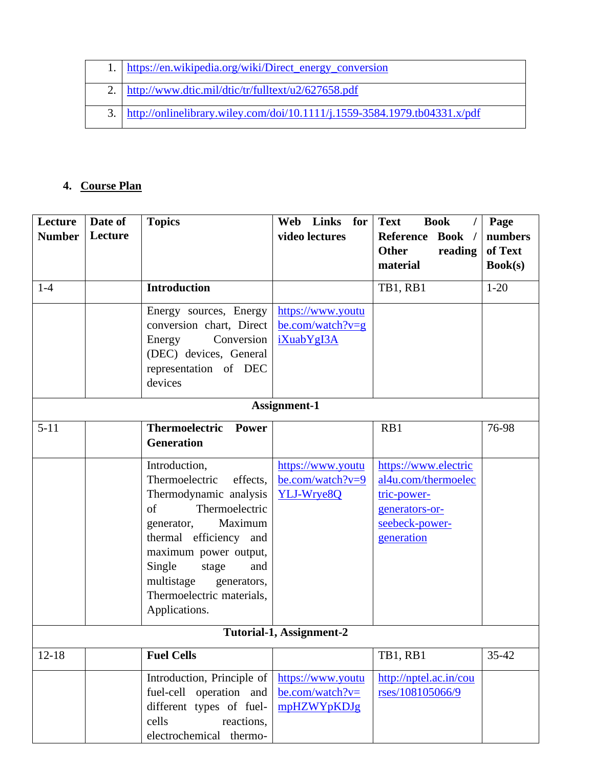| | |
|---|---|
| 1. | https://en.wikipedia.org/wiki/Direct_energy_conversion |
| 2. | http://www.dtic.mil/dtic/tr/fulltext/u2/627658.pdf |
| 3. | http://onlinelibrary.wiley.com/doi/10.1111/j.1559-3584.1979.tb04331.x/pdf |

## 4. Course Plan

| Lecture Number | Date of Lecture | Topics | Web Links for video lectures | Text Book / Reference Book / Other reading material | Page numbers of Text Book(s) |
|---|---|---|---|---|---|
| 1-4 | | **Introduction** | | TB1, RB1 | 1-20 |
| | | Energy sources, Energy conversion chart, Direct Energy Conversion (DEC) devices, General representation of DEC devices | https://www.youtube.com/watch?v=giXuabYgI3A | | |
| **Assignment-1** | | | | | |
| 5-11 | | **Thermoelectric Power Generation** | | RB1 | 76-98 |
| | | Introduction, Thermoelectric effects, Thermodynamic analysis of Thermoelectric generator, Maximum thermal efficiency and maximum power output, Single stage and multistage generators, Thermoelectric materials, Applications. | https://www.youtube.com/watch?v=9YLJ-Wrye8Q | https://www.electrical4u.com/thermoelectric-power-generators-or-seebeck-power-generation | |
| **Tutorial-1, Assignment-2** | | | | | |
| 12-18 | | **Fuel Cells** | | TB1, RB1 | 35-42 |
| | | Introduction, Principle of fuel-cell operation and different types of fuel-cells reactions, electrochemical thermo- | https://www.youtube.com/watch?v=mpHZWYpKDJg | http://nptel.ac.in/courses/108105066/9 | |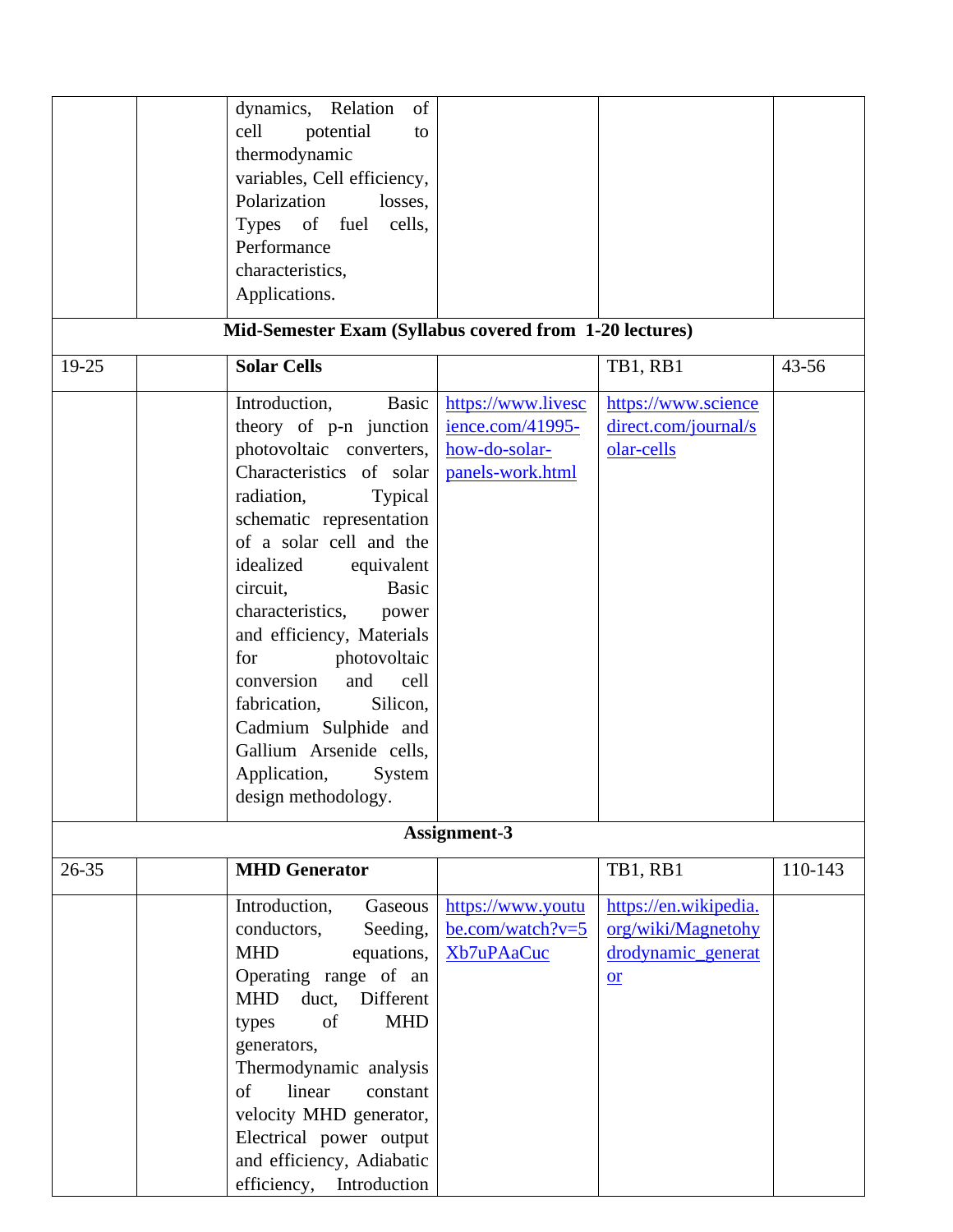| | | | | | |
|---|---|---|---|---|---|
| | | dynamics, Relation of cell potential to thermodynamic variables, Cell efficiency, Polarization losses, Types of fuel cells, Performance characteristics, Applications. | | | |
| **Mid-Semester Exam (Syllabus covered from 1-20 lectures)** | | | | | |
| 19-25 | | **Solar Cells** | | TB1, RB1 | 43-56 |
| | | Introduction, Basic theory of p-n junction photovoltaic converters, Characteristics of solar radiation, Typical schematic representation of a solar cell and the idealized equivalent circuit, Basic characteristics, power and efficiency, Materials for photovoltaic conversion and cell fabrication, Silicon, Cadmium Sulphide and Gallium Arsenide cells, Application, System design methodology. | https://www.livescience.com/41995-how-do-solar-panels-work.html | https://www.sciencedirect.com/journal/solar-cells | |
| **Assignment-3** | | | | | |
| 26-35 | | **MHD Generator** | | TB1, RB1 | 110-143 |
| | | Introduction, Gaseous conductors, Seeding, MHD equations, Operating range of an MHD duct, Different types of MHD generators, Thermodynamic analysis of linear constant velocity MHD generator, Electrical power output and efficiency, Adiabatic efficiency, Introduction | https://www.youtube.com/watch?v=5Xb7uPAaCuc | https://en.wikipedia.org/wiki/Magnetohydrodynamic_generator | |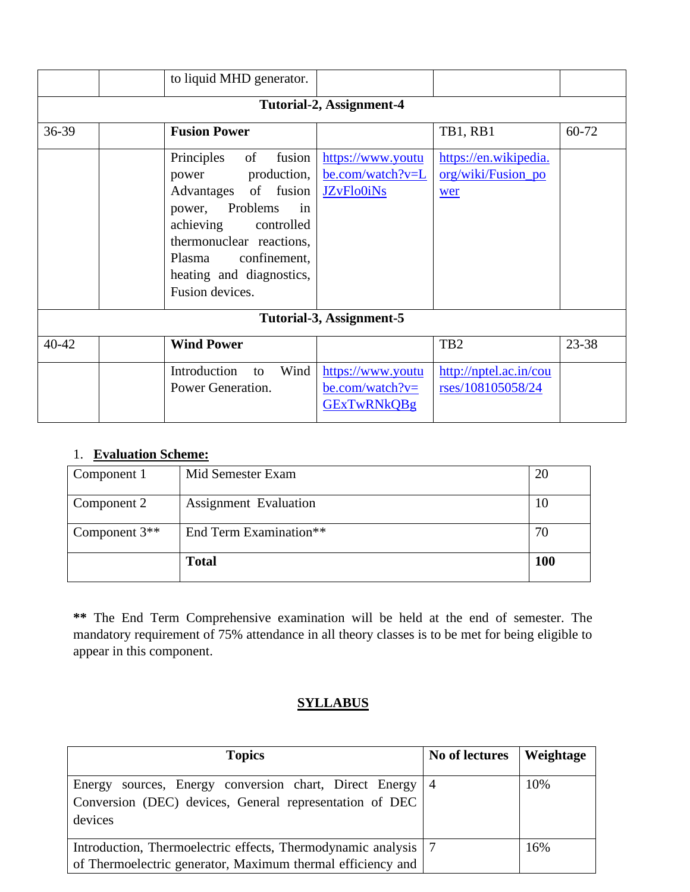| | | | | | |
|---|---|---|---|---|---|
| | | to liquid MHD generator. | | | |
| **Tutorial-2, Assignment-4** | | | | | |
| 36-39 | | **Fusion Power** | | TB1, RB1 | 60-72 |
| | | Principles of fusion power production, Advantages of fusion power, Problems in achieving controlled thermonuclear reactions, Plasma confinement, heating and diagnostics, Fusion devices. | https://www.youtube.com/watch?v=LJZvFlo0iNs | https://en.wikipedia.org/wiki/Fusion_power | |
| **Tutorial-3, Assignment-5** | | | | | |
| 40-42 | | **Wind Power** | | TB2 | 23-38 |
| | | Introduction to Wind Power Generation. | https://www.youtube.com/watch?v=GExTwRNkQBg | http://nptel.ac.in/courses/108105058/24 | |

1. **Evaluation Scheme:**

| | | |
|---|---|---|
| Component 1 | Mid Semester Exam | 20 |
| Component 2 | Assignment Evaluation | 10 |
| Component 3** | End Term Examination** | 70 |
| | **Total** | **100** |

**\*\*** The End Term Comprehensive examination will be held at the end of semester. The mandatory requirement of 75% attendance in all theory classes is to be met for being eligible to appear in this component.

## SYLLABUS

| Topics | No of lectures | Weightage |
|---|---|---|
| Energy sources, Energy conversion chart, Direct Energy Conversion (DEC) devices, General representation of DEC devices | 4 | 10% |
| Introduction, Thermoelectric effects, Thermodynamic analysis of Thermoelectric generator, Maximum thermal efficiency and | 7 | 16% |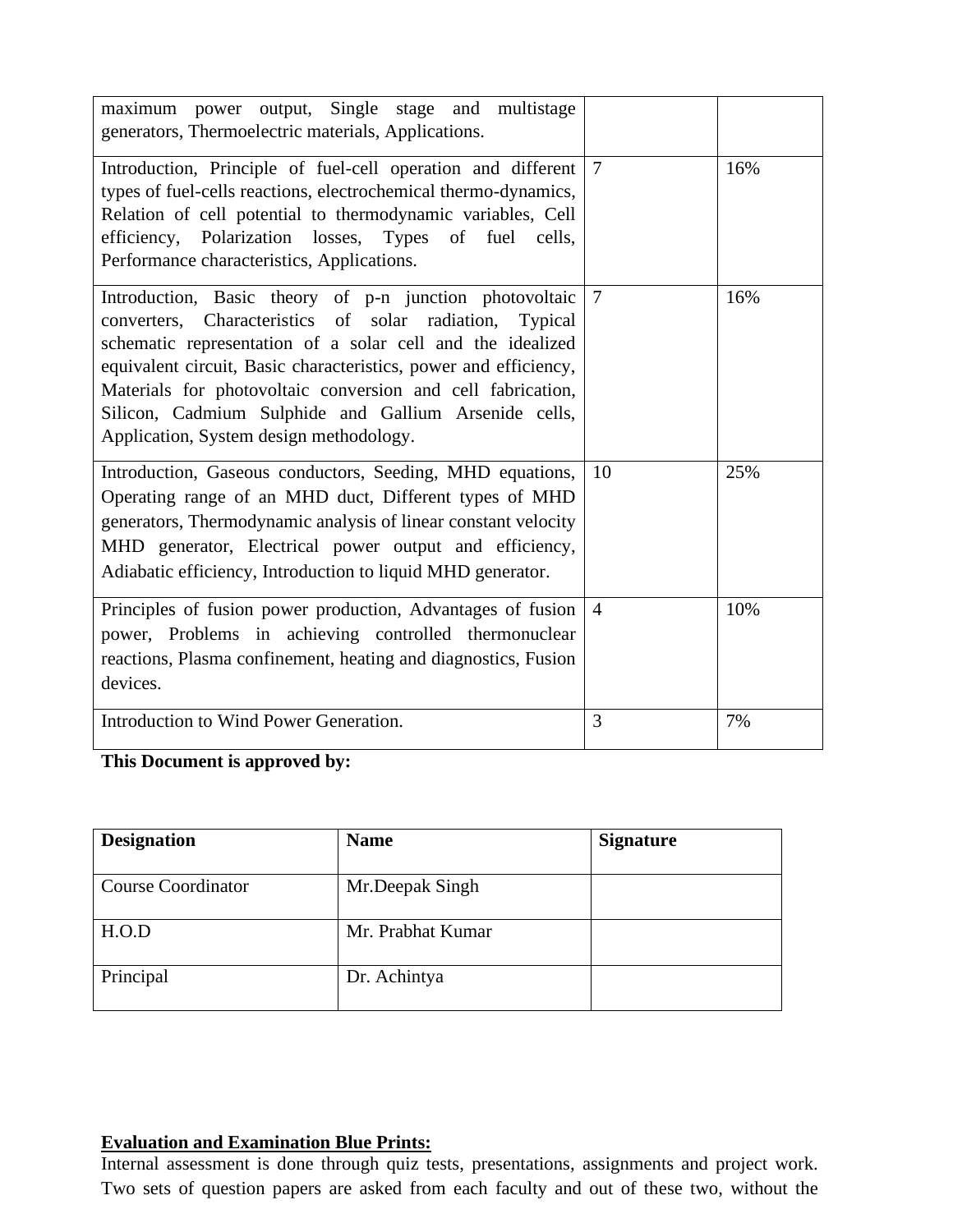| | | |
|---|---|---|
| maximum power output, Single stage and multistage generators, Thermoelectric materials, Applications. | | |
| Introduction, Principle of fuel-cell operation and different types of fuel-cells reactions, electrochemical thermo-dynamics, Relation of cell potential to thermodynamic variables, Cell efficiency, Polarization losses, Types of fuel cells, Performance characteristics, Applications. | 7 | 16% |
| Introduction, Basic theory of p-n junction photovoltaic converters, Characteristics of solar radiation, Typical schematic representation of a solar cell and the idealized equivalent circuit, Basic characteristics, power and efficiency, Materials for photovoltaic conversion and cell fabrication, Silicon, Cadmium Sulphide and Gallium Arsenide cells, Application, System design methodology. | 7 | 16% |
| Introduction, Gaseous conductors, Seeding, MHD equations, Operating range of an MHD duct, Different types of MHD generators, Thermodynamic analysis of linear constant velocity MHD generator, Electrical power output and efficiency, Adiabatic efficiency, Introduction to liquid MHD generator. | 10 | 25% |
| Principles of fusion power production, Advantages of fusion power, Problems in achieving controlled thermonuclear reactions, Plasma confinement, heating and diagnostics, Fusion devices. | 4 | 10% |
| Introduction to Wind Power Generation. | 3 | 7% |

**This Document is approved by:**

| Designation | Name | Signature |
|---|---|---|
| Course Coordinator | Mr.Deepak Singh | |
| H.O.D | Mr. Prabhat Kumar | |
| Principal | Dr. Achintya | |

**Evaluation and Examination Blue Prints:**

Internal assessment is done through quiz tests, presentations, assignments and project work. Two sets of question papers are asked from each faculty and out of these two, without the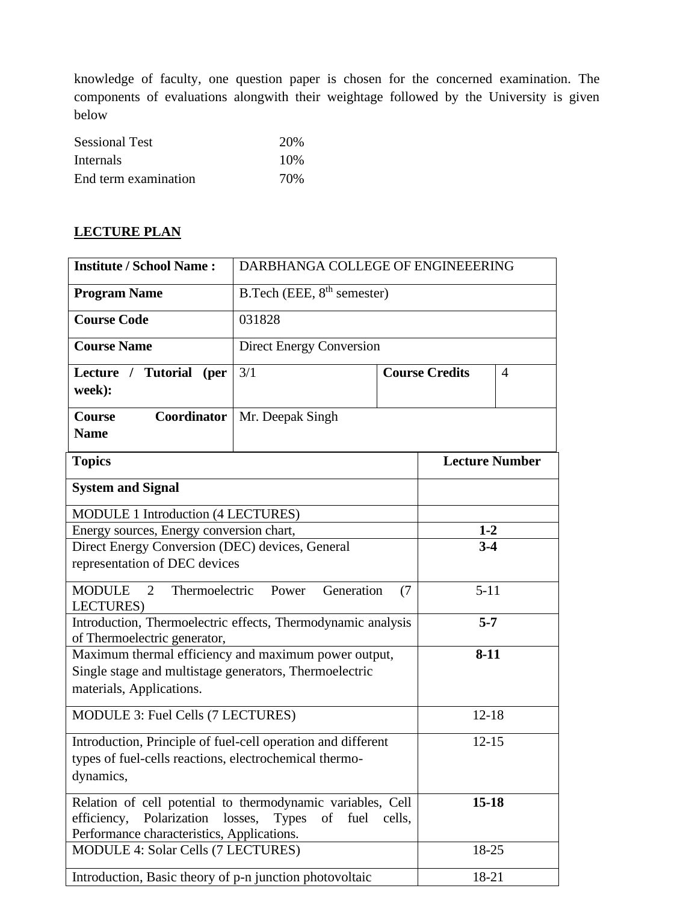knowledge of faculty, one question paper is chosen for the concerned examination. The components of evaluations alongwith their weightage followed by the University is given below

| | |
|---|---|
| Sessional Test | 20% |
| Internals | 10% |
| End term examination | 70% |

**LECTURE PLAN**

| | | | |
|---|---|---|---|
| **Institute / School Name :** | DARBHANGA COLLEGE OF ENGINEEERING | | |
| **Program Name** | B.Tech (EEE, 8th semester) | | |
| **Course Code** | 031828 | | |
| **Course Name** | Direct Energy Conversion | | |
| **Lecture / Tutorial (per week):** | 3/1 | **Course Credits** | 4 |
| **Course Coordinator Name** | Mr. Deepak Singh | | |

| **Topics** | **Lecture Number** |
|---|---|
| **System and Signal** | |
| MODULE 1 Introduction (4 LECTURES) | |
| Energy sources, Energy conversion chart, | **1-2** |
| Direct Energy Conversion (DEC) devices, General representation of DEC devices | **3-4** |
| MODULE 2 Thermoelectric Power Generation (7 LECTURES) | 5-11 |
| Introduction, Thermoelectric effects, Thermodynamic analysis of Thermoelectric generator, | **5-7** |
| Maximum thermal efficiency and maximum power output, Single stage and multistage generators, Thermoelectric materials, Applications. | **8-11** |
| MODULE 3: Fuel Cells (7 LECTURES) | 12-18 |
| Introduction, Principle of fuel-cell operation and different types of fuel-cells reactions, electrochemical thermo-dynamics, | 12-15 |
| Relation of cell potential to thermodynamic variables, Cell efficiency, Polarization losses, Types of fuel cells, Performance characteristics, Applications. | **15-18** |
| MODULE 4: Solar Cells (7 LECTURES) | 18-25 |
| Introduction, Basic theory of p-n junction photovoltaic | 18-21 |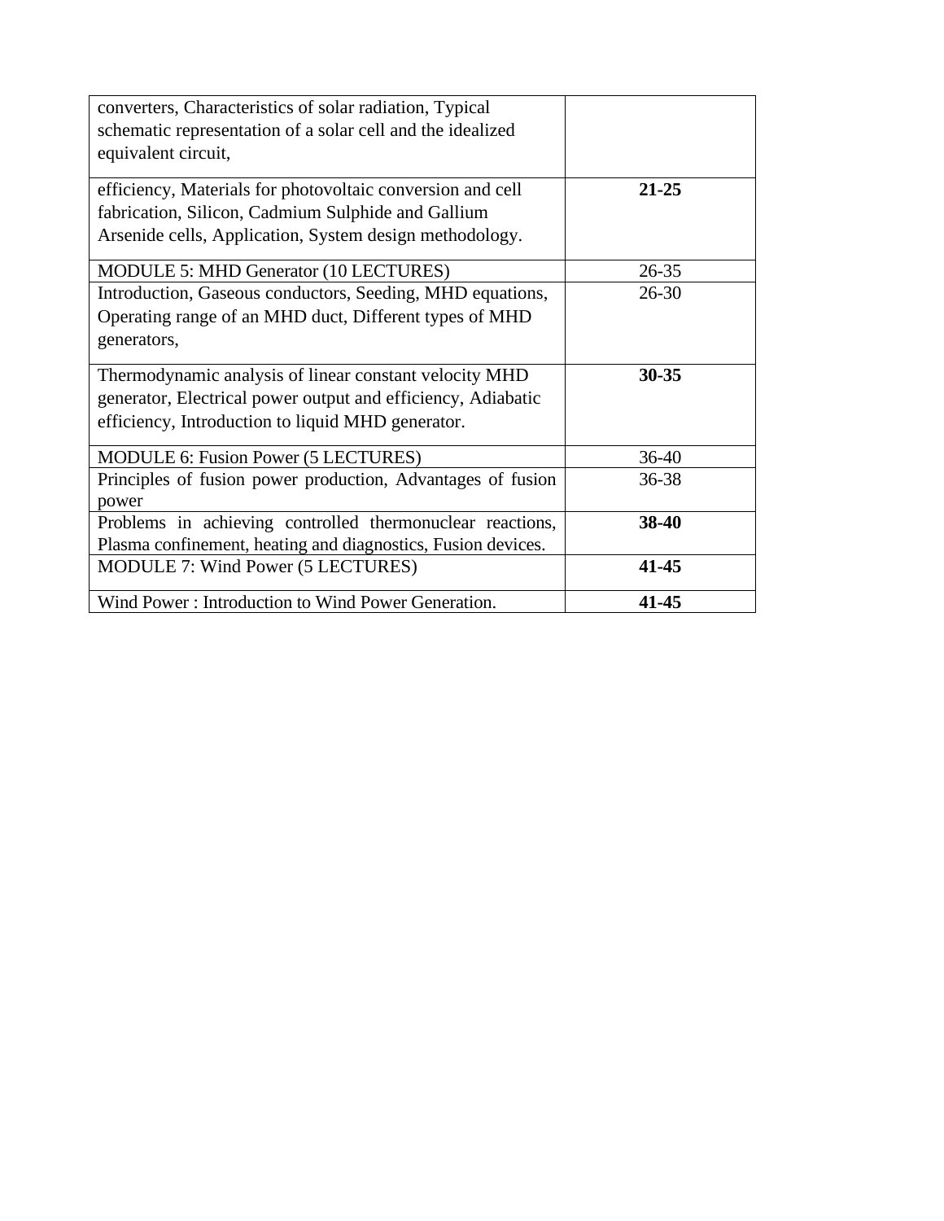| | |
|---|---|
| converters, Characteristics of solar radiation, Typical schematic representation of a solar cell and the idealized equivalent circuit, | |
| efficiency, Materials for photovoltaic conversion and cell fabrication, Silicon, Cadmium Sulphide and Gallium Arsenide cells, Application, System design methodology. | **21-25** |
| MODULE 5: MHD Generator (10 LECTURES) | 26-35 |
| Introduction, Gaseous conductors, Seeding, MHD equations, Operating range of an MHD duct, Different types of MHD generators, | 26-30 |
| Thermodynamic analysis of linear constant velocity MHD generator, Electrical power output and efficiency, Adiabatic efficiency, Introduction to liquid MHD generator. | **30-35** |
| MODULE 6: Fusion Power (5 LECTURES) | 36-40 |
| Principles of fusion power production, Advantages of fusion power | 36-38 |
| Problems in achieving controlled thermonuclear reactions, Plasma confinement, heating and diagnostics, Fusion devices. | **38-40** |
| MODULE 7: Wind Power (5 LECTURES) | **41-45** |
| Wind Power : Introduction to Wind Power Generation. | **41-45** |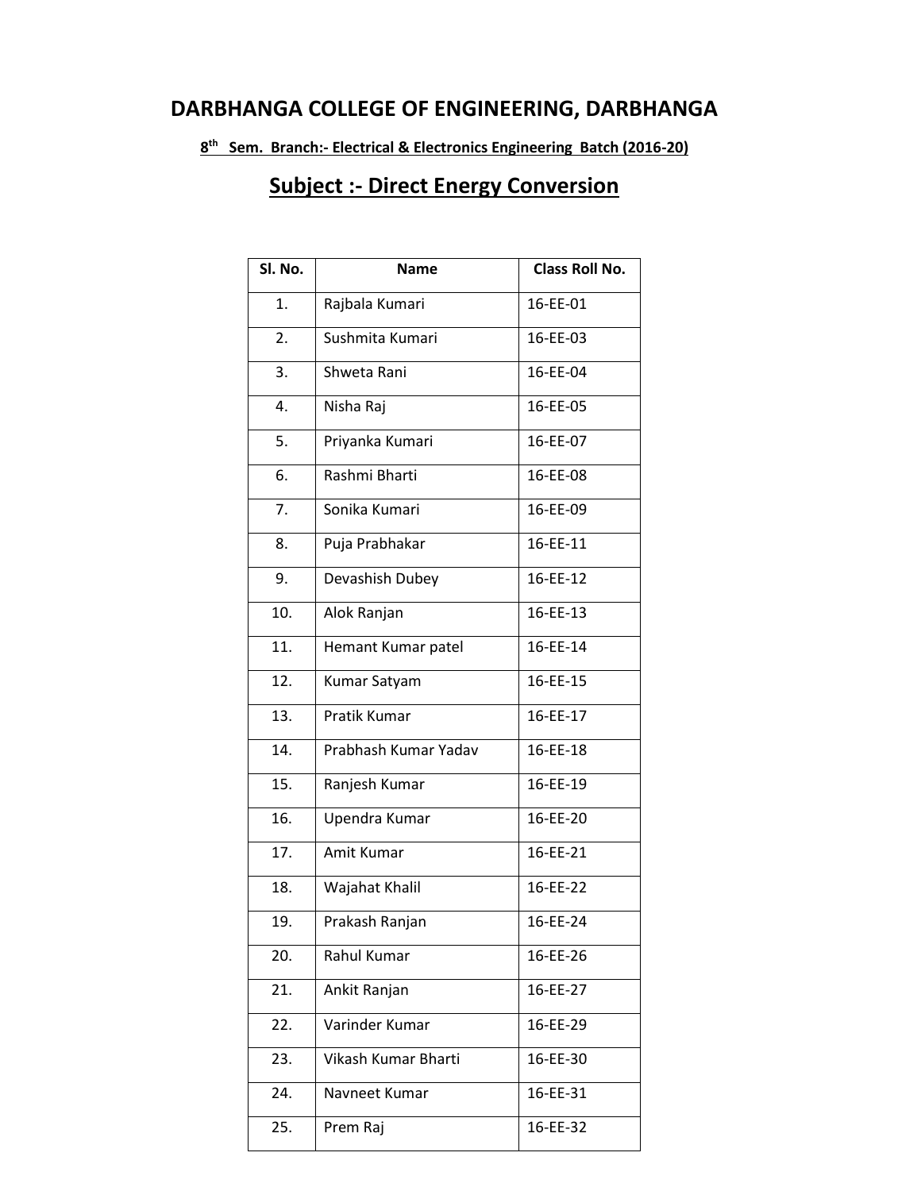# DARBHANGA COLLEGE OF ENGINEERING, DARBHANGA

**8th Sem. Branch:- Electrical & Electronics Engineering Batch (2016-20)**

## Subject :- Direct Energy Conversion

| Sl. No. | Name | Class Roll No. |
|---|---|---|
| 1. | Rajbala Kumari | 16-EE-01 |
| 2. | Sushmita Kumari | 16-EE-03 |
| 3. | Shweta Rani | 16-EE-04 |
| 4. | Nisha Raj | 16-EE-05 |
| 5. | Priyanka Kumari | 16-EE-07 |
| 6. | Rashmi Bharti | 16-EE-08 |
| 7. | Sonika Kumari | 16-EE-09 |
| 8. | Puja Prabhakar | 16-EE-11 |
| 9. | Devashish Dubey | 16-EE-12 |
| 10. | Alok Ranjan | 16-EE-13 |
| 11. | Hemant Kumar patel | 16-EE-14 |
| 12. | Kumar Satyam | 16-EE-15 |
| 13. | Pratik Kumar | 16-EE-17 |
| 14. | Prabhash Kumar Yadav | 16-EE-18 |
| 15. | Ranjesh Kumar | 16-EE-19 |
| 16. | Upendra Kumar | 16-EE-20 |
| 17. | Amit Kumar | 16-EE-21 |
| 18. | Wajahat Khalil | 16-EE-22 |
| 19. | Prakash Ranjan | 16-EE-24 |
| 20. | Rahul Kumar | 16-EE-26 |
| 21. | Ankit Ranjan | 16-EE-27 |
| 22. | Varinder Kumar | 16-EE-29 |
| 23. | Vikash Kumar Bharti | 16-EE-30 |
| 24. | Navneet Kumar | 16-EE-31 |
| 25. | Prem Raj | 16-EE-32 |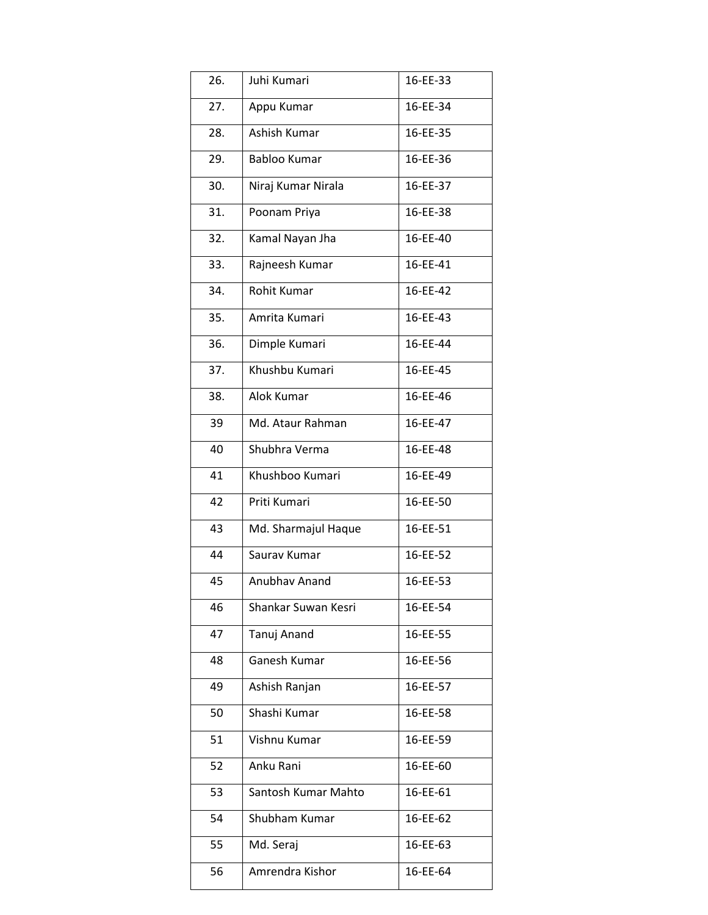| 26. | Juhi Kumari | 16-EE-33 |
|---|---|---|
| 27. | Appu Kumar | 16-EE-34 |
| 28. | Ashish Kumar | 16-EE-35 |
| 29. | Babloo Kumar | 16-EE-36 |
| 30. | Niraj Kumar Nirala | 16-EE-37 |
| 31. | Poonam Priya | 16-EE-38 |
| 32. | Kamal Nayan Jha | 16-EE-40 |
| 33. | Rajneesh Kumar | 16-EE-41 |
| 34. | Rohit Kumar | 16-EE-42 |
| 35. | Amrita Kumari | 16-EE-43 |
| 36. | Dimple Kumari | 16-EE-44 |
| 37. | Khushbu Kumari | 16-EE-45 |
| 38. | Alok Kumar | 16-EE-46 |
| 39 | Md. Ataur Rahman | 16-EE-47 |
| 40 | Shubhra Verma | 16-EE-48 |
| 41 | Khushboo Kumari | 16-EE-49 |
| 42 | Priti Kumari | 16-EE-50 |
| 43 | Md. Sharmajul Haque | 16-EE-51 |
| 44 | Saurav Kumar | 16-EE-52 |
| 45 | Anubhav Anand | 16-EE-53 |
| 46 | Shankar Suwan Kesri | 16-EE-54 |
| 47 | Tanuj Anand | 16-EE-55 |
| 48 | Ganesh Kumar | 16-EE-56 |
| 49 | Ashish Ranjan | 16-EE-57 |
| 50 | Shashi Kumar | 16-EE-58 |
| 51 | Vishnu Kumar | 16-EE-59 |
| 52 | Anku Rani | 16-EE-60 |
| 53 | Santosh Kumar Mahto | 16-EE-61 |
| 54 | Shubham Kumar | 16-EE-62 |
| 55 | Md. Seraj | 16-EE-63 |
| 56 | Amrendra Kishor | 16-EE-64 |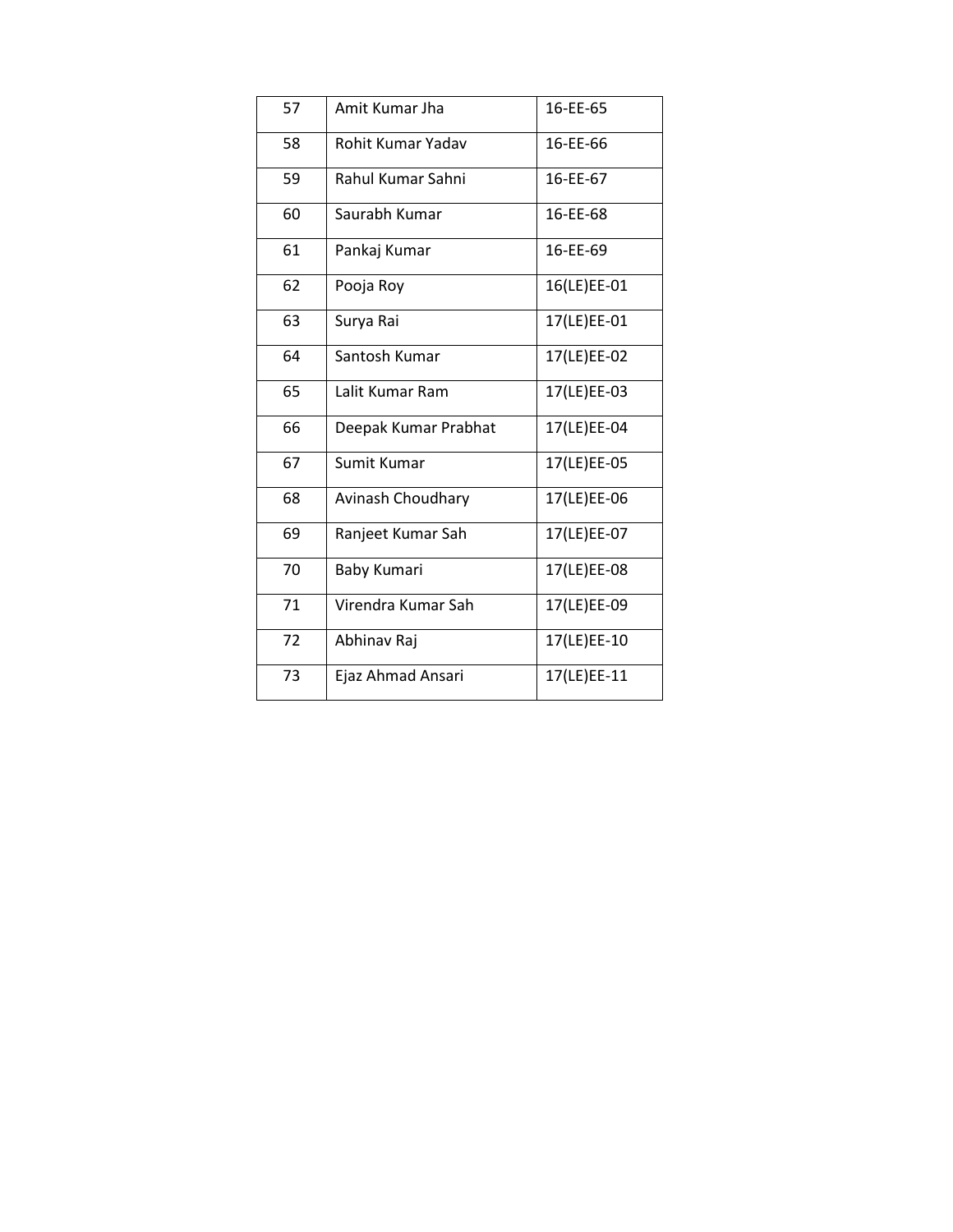| | | |
|---|---|---|
| 57 | Amit Kumar Jha | 16-EE-65 |
| 58 | Rohit Kumar Yadav | 16-EE-66 |
| 59 | Rahul Kumar Sahni | 16-EE-67 |
| 60 | Saurabh Kumar | 16-EE-68 |
| 61 | Pankaj Kumar | 16-EE-69 |
| 62 | Pooja Roy | 16(LE)EE-01 |
| 63 | Surya Rai | 17(LE)EE-01 |
| 64 | Santosh Kumar | 17(LE)EE-02 |
| 65 | Lalit Kumar Ram | 17(LE)EE-03 |
| 66 | Deepak Kumar Prabhat | 17(LE)EE-04 |
| 67 | Sumit Kumar | 17(LE)EE-05 |
| 68 | Avinash Choudhary | 17(LE)EE-06 |
| 69 | Ranjeet Kumar Sah | 17(LE)EE-07 |
| 70 | Baby Kumari | 17(LE)EE-08 |
| 71 | Virendra Kumar Sah | 17(LE)EE-09 |
| 72 | Abhinav Raj | 17(LE)EE-10 |
| 73 | Ejaz Ahmad Ansari | 17(LE)EE-11 |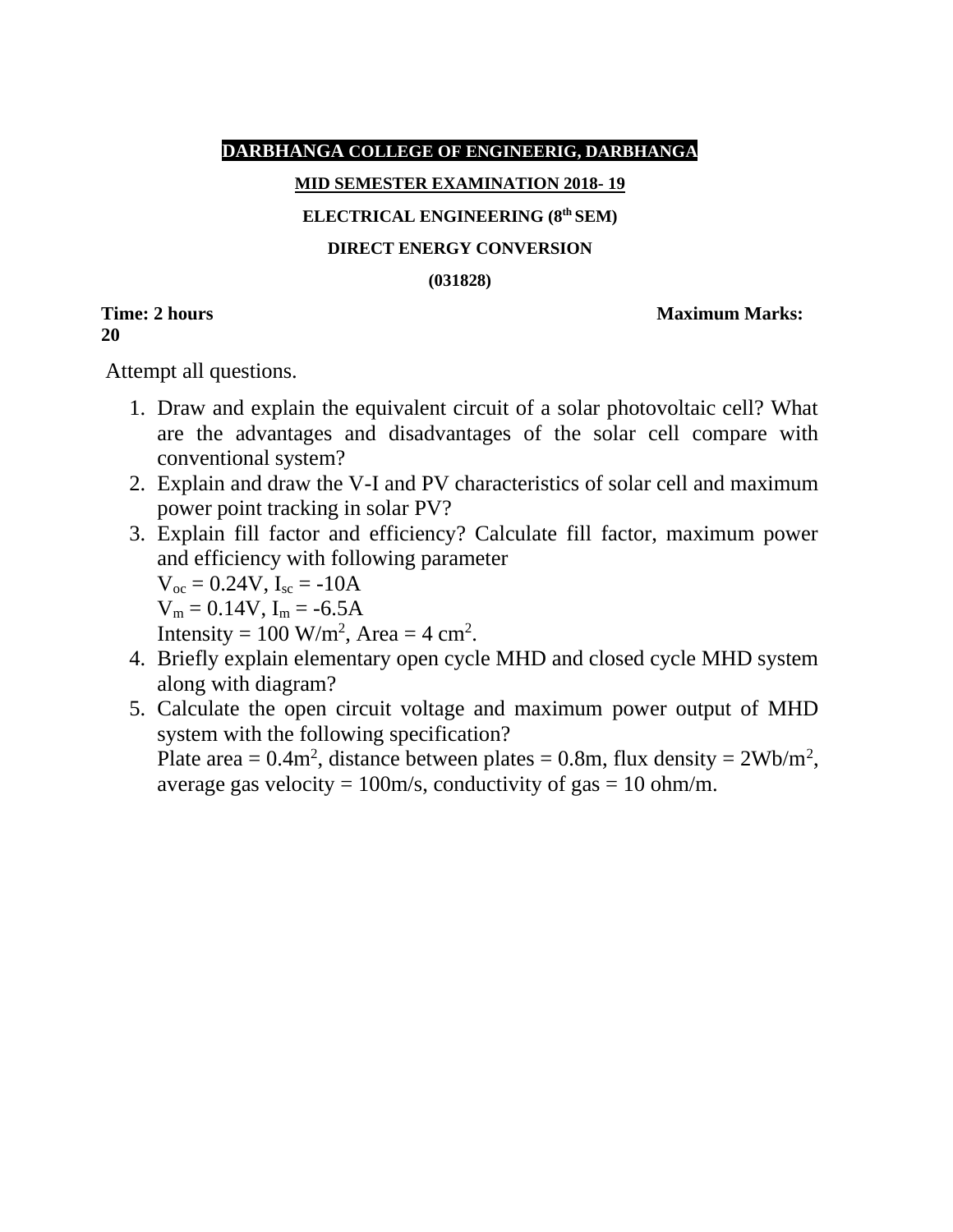**DARBHANGA COLLEGE OF ENGINEERIG, DARBHANGA**

**MID SEMESTER EXAMINATION 2018- 19**

**ELECTRICAL ENGINEERING (8th SEM)**

**DIRECT ENERGY CONVERSION**

**(031828)**

**Time: 2 hours** **Maximum Marks: 20**

Attempt all questions.

1. Draw and explain the equivalent circuit of a solar photovoltaic cell? What are the advantages and disadvantages of the solar cell compare with conventional system?
2. Explain and draw the V-I and PV characteristics of solar cell and maximum power point tracking in solar PV?
3. Explain fill factor and efficiency? Calculate fill factor, maximum power and efficiency with following parameter
   $V_{oc}$ = 0.24V, $I_{sc}$ = -10A
   $V_m$ = 0.14V, $I_m$ = -6.5A
   Intensity = 100 W/m$^2$, Area = 4 cm$^2$.
4. Briefly explain elementary open cycle MHD and closed cycle MHD system along with diagram?
5. Calculate the open circuit voltage and maximum power output of MHD system with the following specification?
   Plate area = 0.4m$^2$, distance between plates = 0.8m, flux density = 2Wb/m$^2$, average gas velocity = 100m/s, conductivity of gas = 10 ohm/m.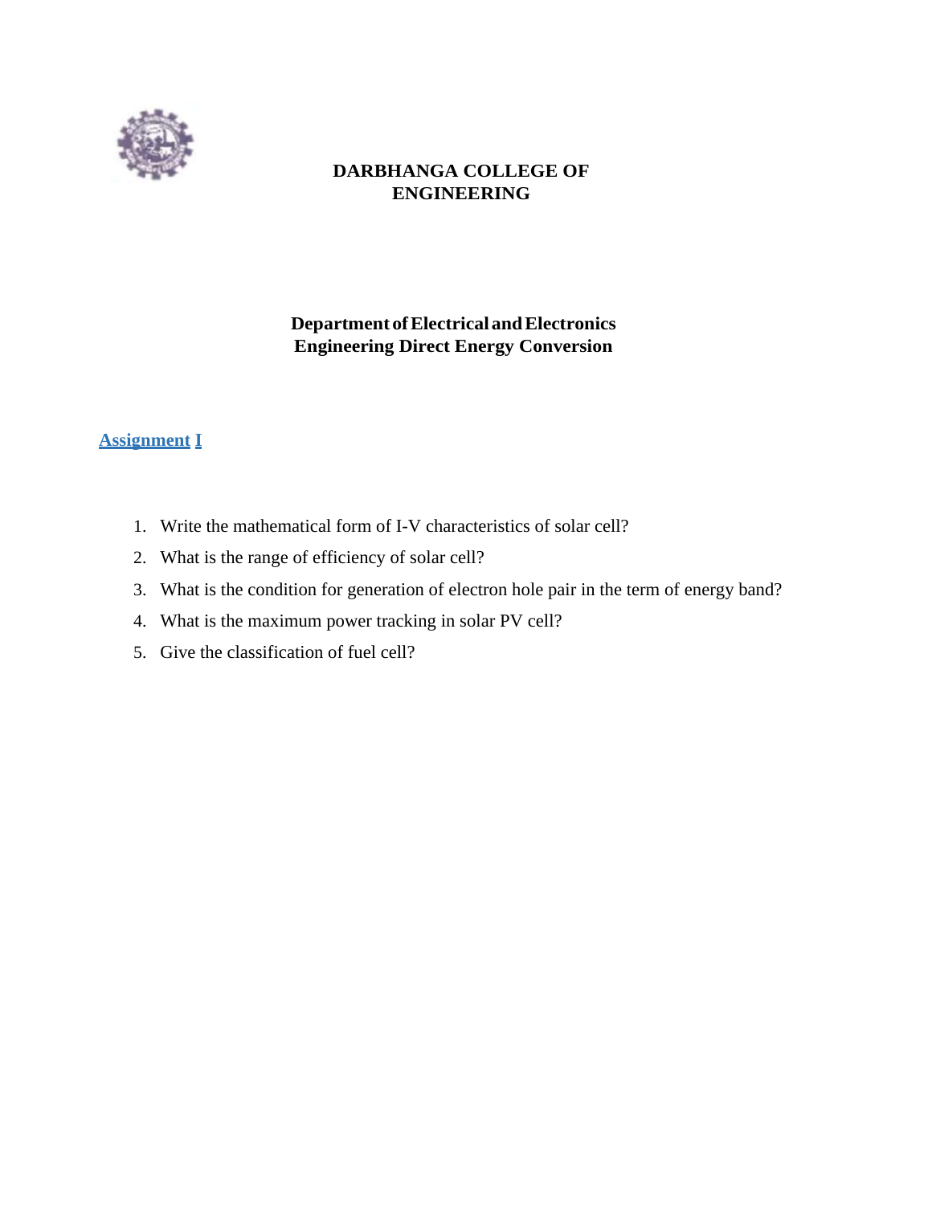**DARBHANGA COLLEGE OF ENGINEERING**

**Department of Electrical and Electronics Engineering Direct Energy Conversion**

## Assignment I

1. Write the mathematical form of I-V characteristics of solar cell?
2. What is the range of efficiency of solar cell?
3. What is the condition for generation of electron hole pair in the term of energy band?
4. What is the maximum power tracking in solar PV cell?
5. Give the classification of fuel cell?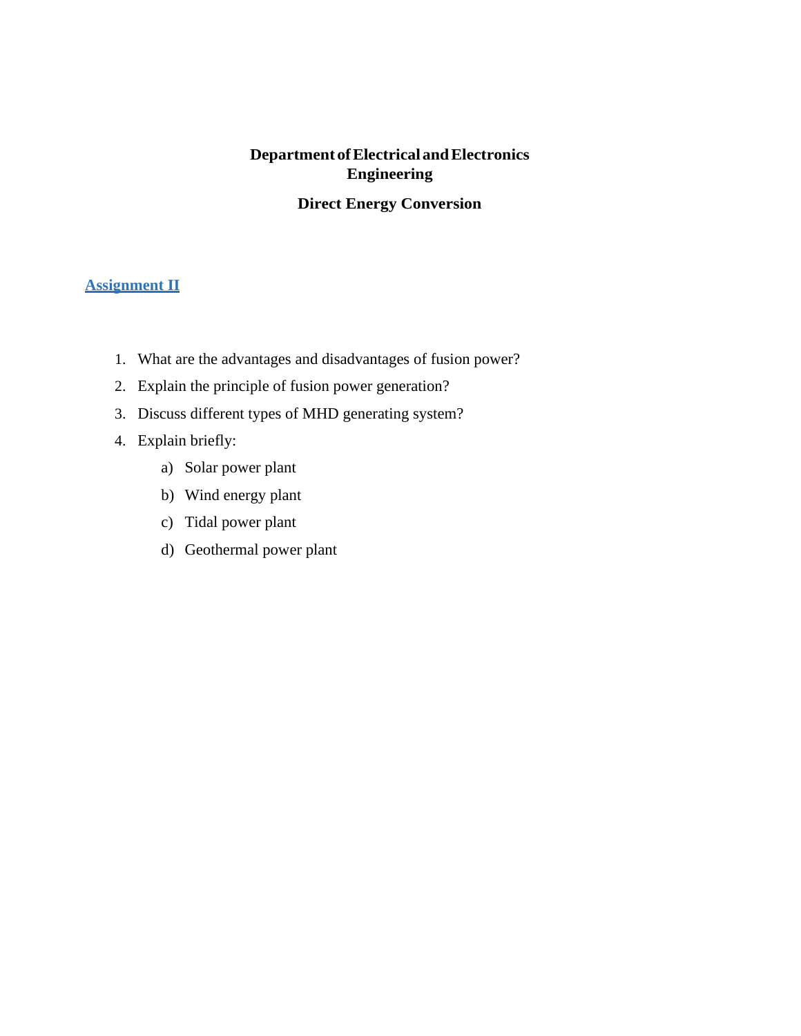**Department of Electrical and Electronics Engineering**

**Direct Energy Conversion**

## Assignment II

1. What are the advantages and disadvantages of fusion power?
2. Explain the principle of fusion power generation?
3. Discuss different types of MHD generating system?
4. Explain briefly:
    a) Solar power plant
    b) Wind energy plant
    c) Tidal power plant
    d) Geothermal power plant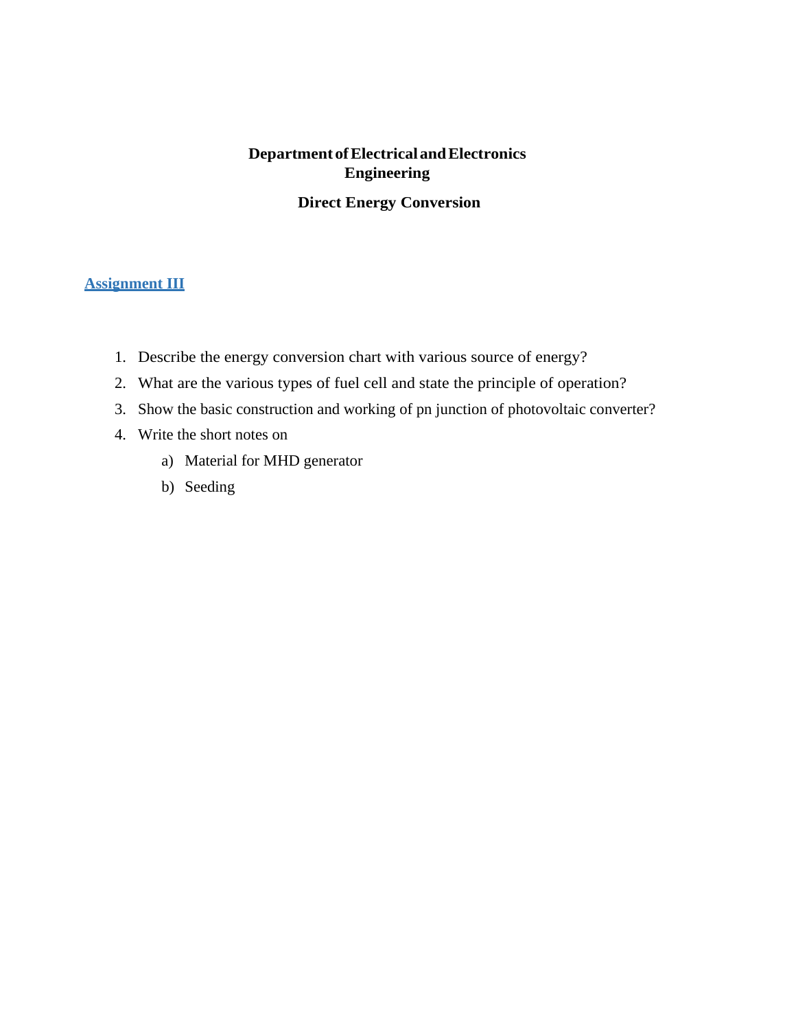**Department of Electrical and Electronics Engineering**

**Direct Energy Conversion**

## Assignment III

1. Describe the energy conversion chart with various source of energy?
2. What are the various types of fuel cell and state the principle of operation?
3. Show the basic construction and working of pn junction of photovoltaic converter?
4. Write the short notes on
   a) Material for MHD generator
   b) Seeding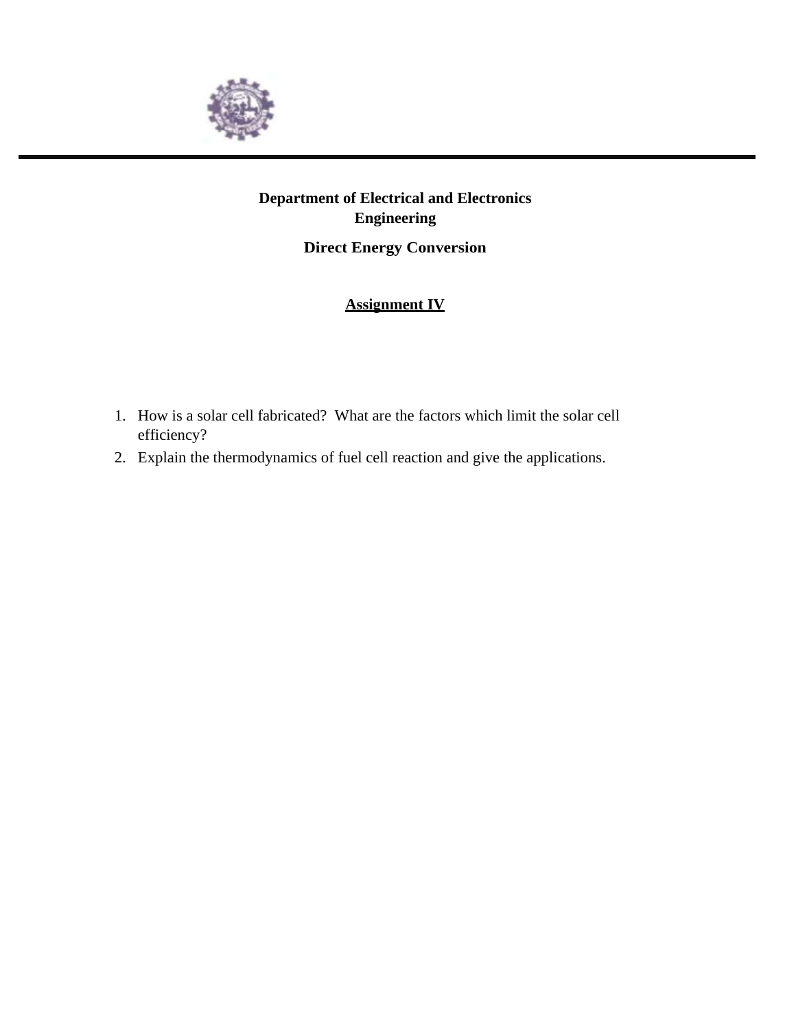**Department of Electrical and Electronics Engineering**

**Direct Energy Conversion**

**Assignment IV**

1. How is a solar cell fabricated? What are the factors which limit the solar cell efficiency?
2. Explain the thermodynamics of fuel cell reaction and give the applications.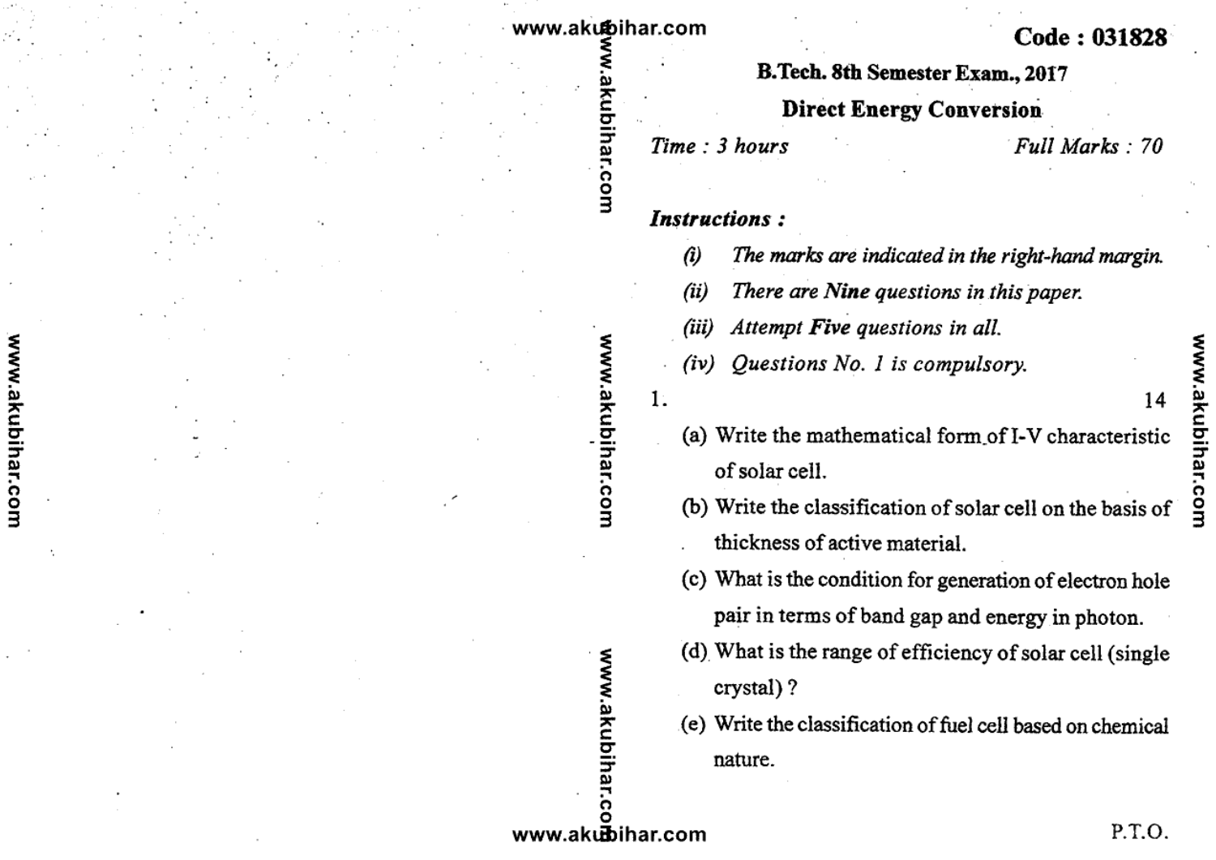Code : 031828

**B.Tech. 8th Semester Exam., 2017**

**Direct Energy Conversion**

*Time : 3 hours* *Full Marks : 70*

***Instructions :***

*(i) The marks are indicated in the right-hand margin.*

*(ii) There are **Nine** questions in this paper.*

*(iii) Attempt **Five** questions in all.*

*(iv) Questions No. 1 is compulsory.*

1\. 14

(a) Write the mathematical form of I-V characteristic of solar cell.

(b) Write the classification of solar cell on the basis of thickness of active material.

(c) What is the condition for generation of electron hole pair in terms of band gap and energy in photon.

(d) What is the range of efficiency of solar cell (single crystal) ?

(e) Write the classification of fuel cell based on chemical nature.

P.T.O.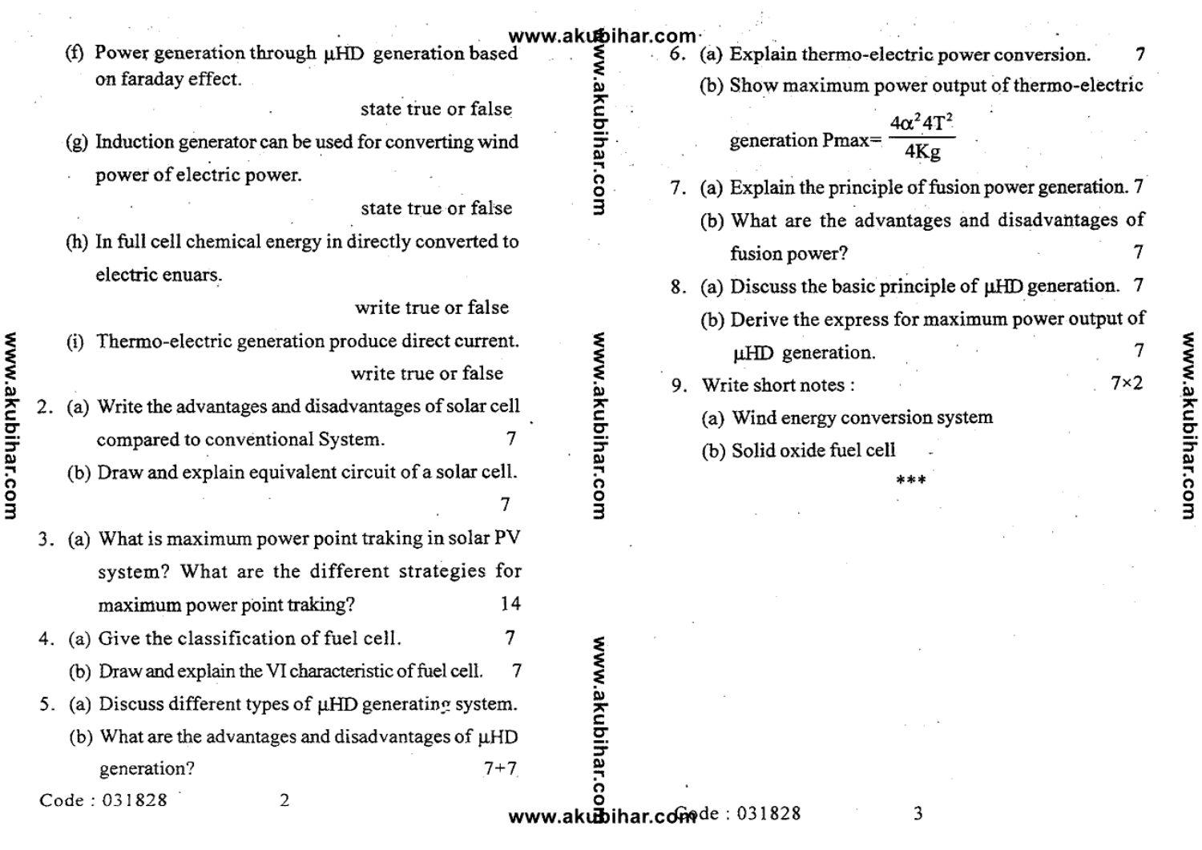(f) Power generation through μHD generation based on faraday effect.

state true or false

(g) Induction generator can be used for converting wind power of electric power.

state true or false

(h) In full cell chemical energy in directly converted to electric enuars.

write true or false

(i) Thermo-electric generation produce direct current.

write true or false

2. (a) Write the advantages and disadvantages of solar cell compared to conventional System. 7

   (b) Draw and explain equivalent circuit of a solar cell. 7

3. (a) What is maximum power point traking in solar PV system? What are the different strategies for maximum power point traking? 14

4. (a) Give the classification of fuel cell. 7

   (b) Draw and explain the VI characteristic of fuel cell. 7

5. (a) Discuss different types of μHD generating system.

   (b) What are the advantages and disadvantages of μHD generation? 7+7

6. (a) Explain thermo-electric power conversion. 7

   (b) Show maximum power output of thermo-electric generation $P_{max} = \dfrac{4\alpha^2 4T^2}{4Kg}$

7. (a) Explain the principle of fusion power generation. 7

   (b) What are the advantages and disadvantages of fusion power? 7

8. (a) Discuss the basic principle of μHD generation. 7

   (b) Derive the express for maximum power output of μHD generation. 7

9. Write short notes : 7×2

   (a) Wind energy conversion system

   (b) Solid oxide fuel cell

\*\*\*

Code : 031828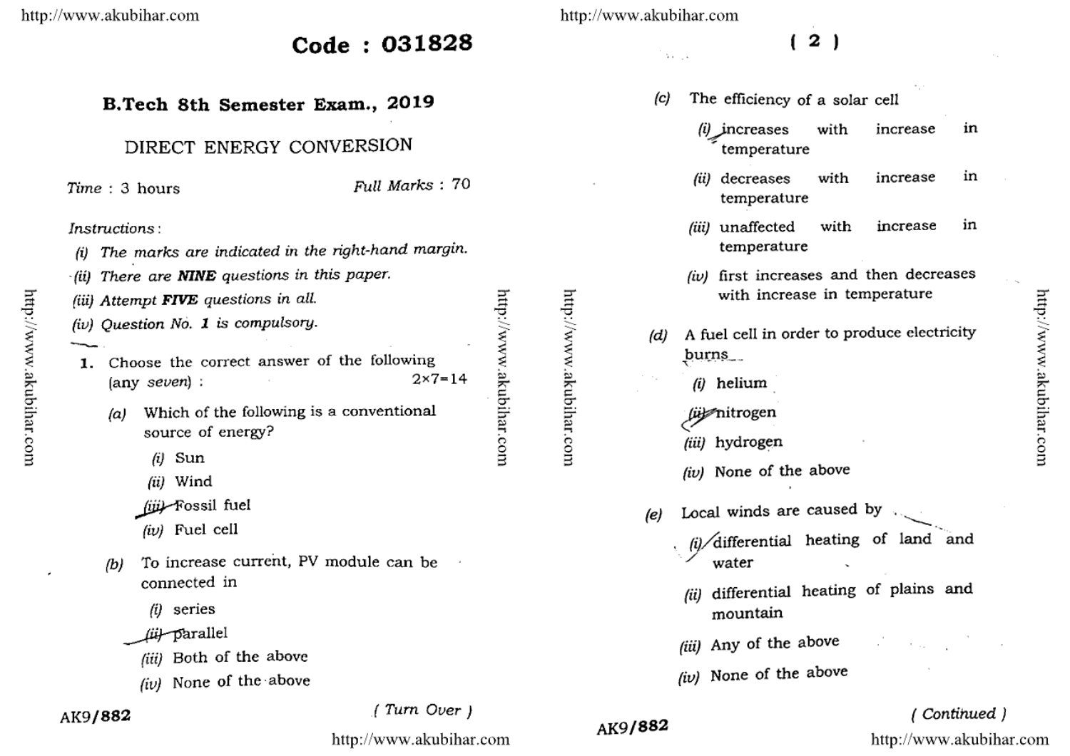Code : 031828

## B.Tech 8th Semester Exam., 2019

### DIRECT ENERGY CONVERSION

*Time* : 3 hours *Full Marks* : 70

*Instructions* :

*(i) The marks are indicated in the right-hand margin.*

*(ii) There are **NINE** questions in this paper.*

*(iii) Attempt **FIVE** questions in all.*

*(iv) Question No. 1 is compulsory.*

1. Choose the correct answer of the following (any *seven*) : 2×7=14

 *(a)* Which of the following is a conventional source of energy?

 *(i)* Sun

 *(ii)* Wind

 *(iii)* Fossil fuel

 *(iv)* Fuel cell

 *(b)* To increase current, PV module can be connected in

 *(i)* series

 *(ii)* parallel

 *(iii)* Both of the above

 *(iv)* None of the above

 *(c)* The efficiency of a solar cell

 *(i)* increases with increase in temperature

 *(ii)* decreases with increase in temperature

 *(iii)* unaffected with increase in temperature

 *(iv)* first increases and then decreases with increase in temperature

 *(d)* A fuel cell in order to produce electricity burns\_\_

 *(i)* helium

 *(ii)* nitrogen

 *(iii)* hydrogen

 *(iv)* None of the above

 *(e)* Local winds are caused by

 *(i)* differential heating of land and water

 *(ii)* differential heating of plains and mountain

 *(iii)* Any of the above

 *(iv)* None of the above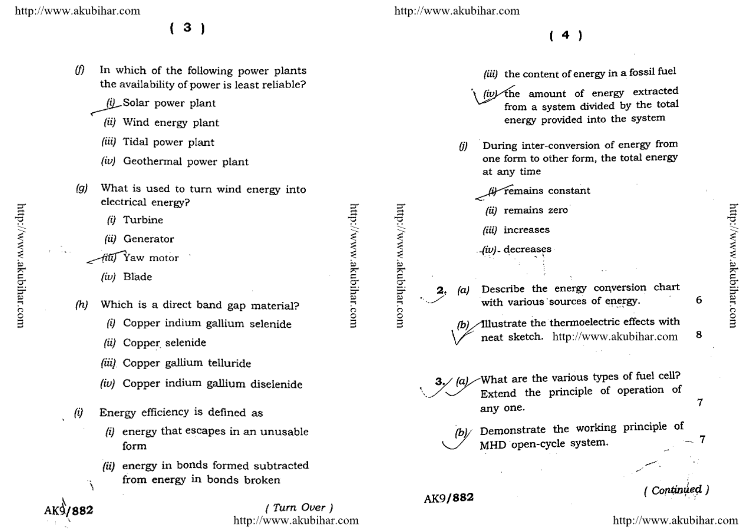(f) In which of the following power plants the availability of power is least reliable?

   (i) Solar power plant

   (ii) Wind energy plant

   (iii) Tidal power plant

   (iv) Geothermal power plant

(g) What is used to turn wind energy into electrical energy?

   (i) Turbine

   (ii) Generator

   (iii) Yaw motor

   (iv) Blade

(h) Which is a direct band gap material?

   (i) Copper indium gallium selenide

   (ii) Copper selenide

   (iii) Copper gallium telluride

   (iv) Copper indium gallium diselenide

(i) Energy efficiency is defined as

   (i) energy that escapes in an unusable form

   (ii) energy in bonds formed subtracted from energy in bonds broken

   (iii) the content of energy in a fossil fuel

   (iv) the amount of energy extracted from a system divided by the total energy provided into the system

(j) During inter-conversion of energy from one form to other form, the total energy at any time

   (i) remains constant

   (ii) remains zero

   (iii) increases

   (iv) decreases

2. (a) Describe the energy conversion chart with various sources of energy. 6

   (b) Illustrate the thermoelectric effects with neat sketch. 8

3. (a) What are the various types of fuel cell? Extend the principle of operation of any one. 7

   (b) Demonstrate the working principle of MHD open-cycle system. 7

AK9/882

( Turn Over )

( Continued )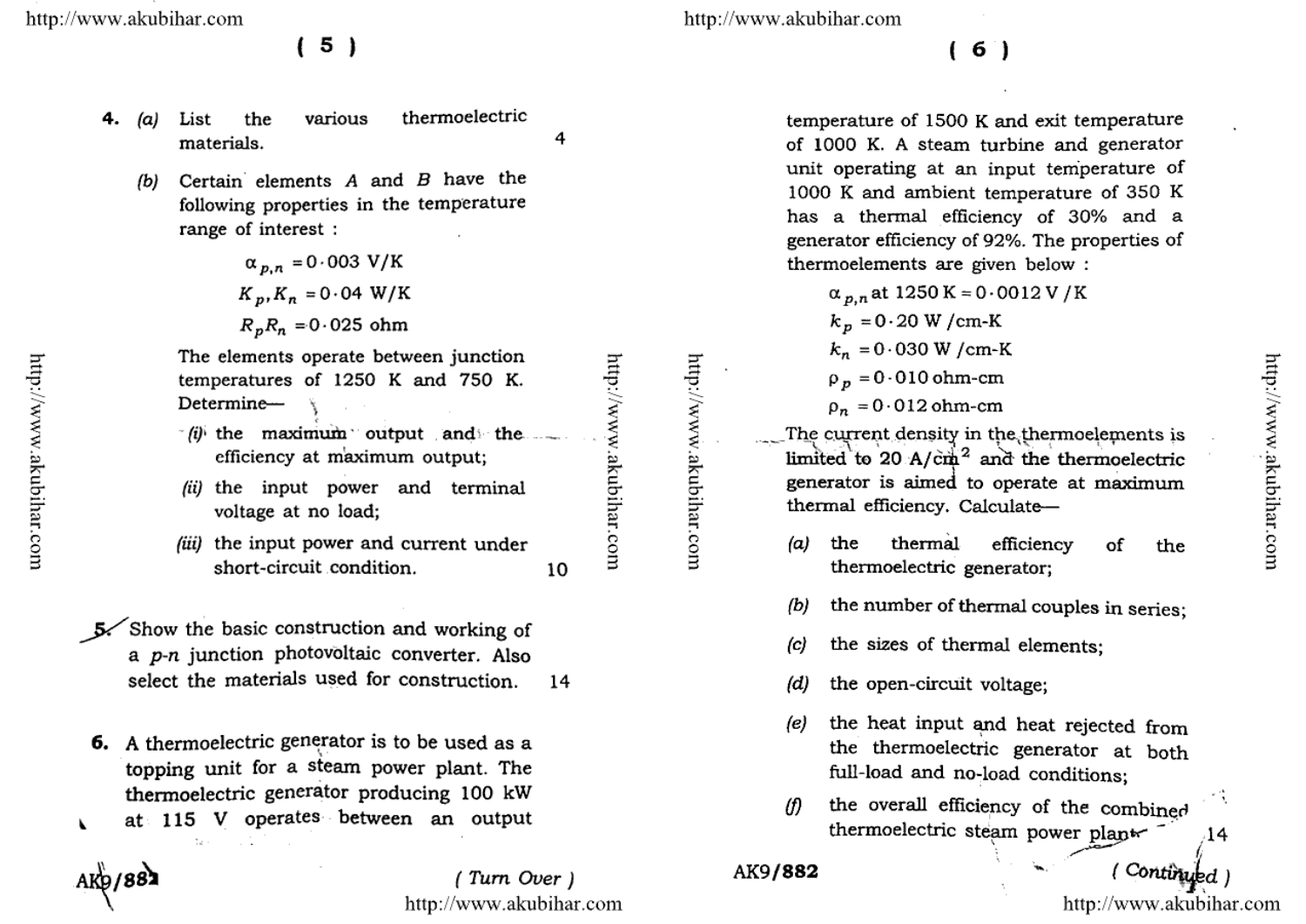4. (a) List the various thermoelectric materials. 4

   (b) Certain elements $A$ and $B$ have the following properties in the temperature range of interest :

$$\alpha_{p,n} = 0 \cdot 003 \text{ V/K}$$

$$K_p, K_n = 0 \cdot 04 \text{ W/K}$$

$$R_p R_n = 0 \cdot 025 \text{ ohm}$$

   The elements operate between junction temperatures of 1250 K and 750 K. Determine—

   (i) the maximum output and the efficiency at maximum output;

   (ii) the input power and terminal voltage at no load;

   (iii) the input power and current under short-circuit condition. 10

5. Show the basic construction and working of a $p$-$n$ junction photovoltaic converter. Also select the materials used for construction. 14

6. A thermoelectric generator is to be used as a topping unit for a steam power plant. The thermoelectric generator producing 100 kW at 115 V operates between an output temperature of 1500 K and exit temperature of 1000 K. A steam turbine and generator unit operating at an input temperature of 1000 K and ambient temperature of 350 K has a thermal efficiency of 30% and a generator efficiency of 92%. The properties of thermoelements are given below :

$$\alpha_{p,n} \text{ at } 1250 \text{ K} = 0 \cdot 0012 \text{ V/K}$$

$$k_p = 0 \cdot 20 \text{ W/cm-K}$$

$$k_n = 0 \cdot 030 \text{ W/cm-K}$$

$$\rho_p = 0 \cdot 010 \text{ ohm-cm}$$

$$\rho_n = 0 \cdot 012 \text{ ohm-cm}$$

   The current density in the thermoelements is limited to 20 A/cm$^2$ and the thermoelectric generator is aimed to operate at maximum thermal efficiency. Calculate—

   (a) the thermal efficiency of the thermoelectric generator;

   (b) the number of thermal couples in series;

   (c) the sizes of thermal elements;

   (d) the open-circuit voltage;

   (e) the heat input and heat rejected from the thermoelectric generator at both full-load and no-load conditions;

   (f) the overall efficiency of the combined thermoelectric steam power plant. 14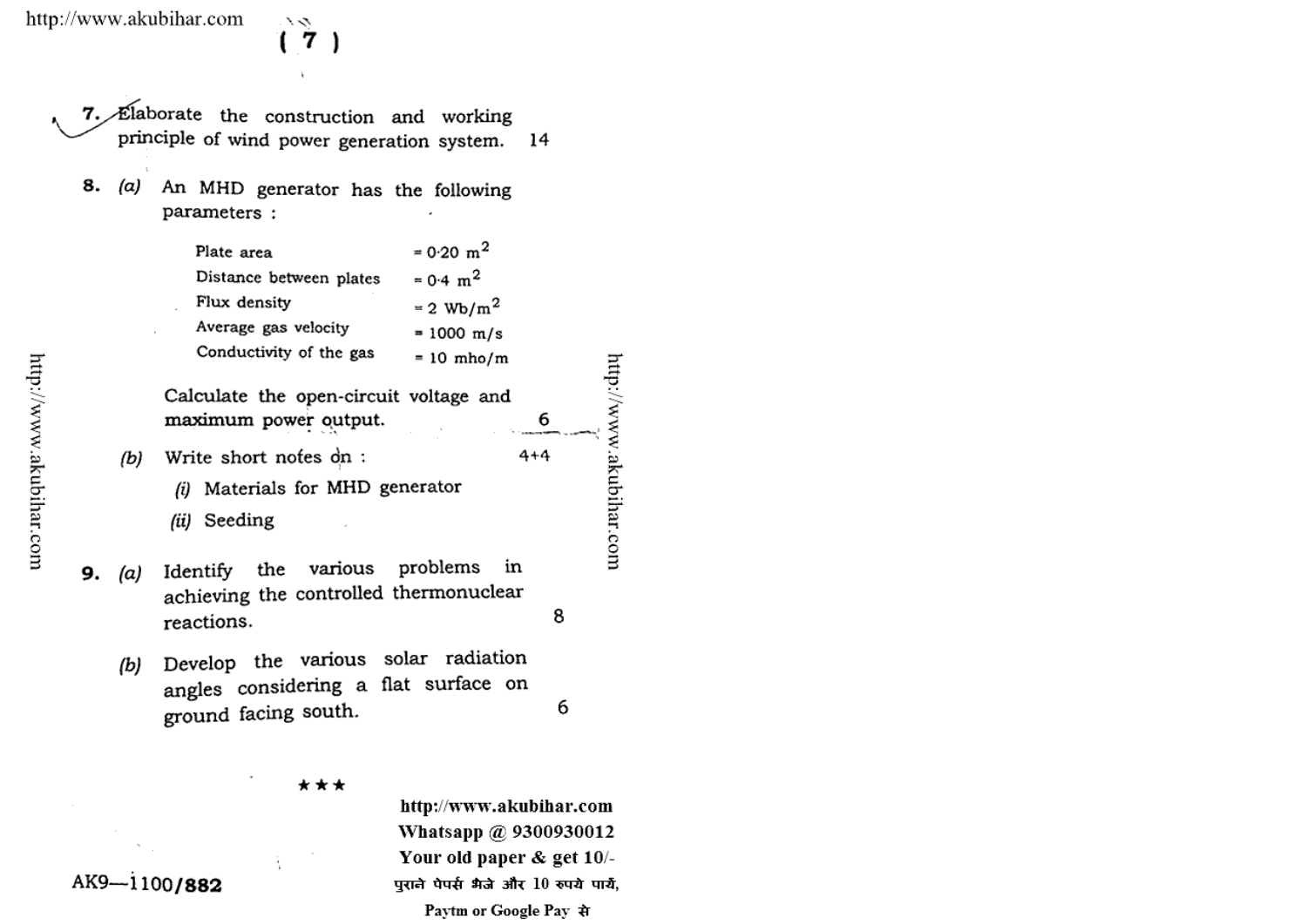7. Elaborate the construction and working principle of wind power generation system. 14

8. *(a)* An MHD generator has the following parameters :

| | |
|---|---|
| Plate area | = 0·20 $m^2$ |
| Distance between plates | = 0·4 $m^2$ |
| Flux density | = 2 $Wb/m^2$ |
| Average gas velocity | = 1000 m/s |
| Conductivity of the gas | = 10 mho/m |

Calculate the open-circuit voltage and maximum power output. 6

*(b)* Write short notes on : 4+4

*(i)* Materials for MHD generator

*(ii)* Seeding

9. *(a)* Identify the various problems in achieving the controlled thermonuclear reactions. 8

*(b)* Develop the various solar radiation angles considering a flat surface on ground facing south. 6

★★★

AK9—1100/882

http://www.akubihar.com
Whatsapp @ 9300930012
Your old paper & get 10/-
पुराने पेपर्स भेजे और 10 रुपये पायें,
Paytm or Google Pay से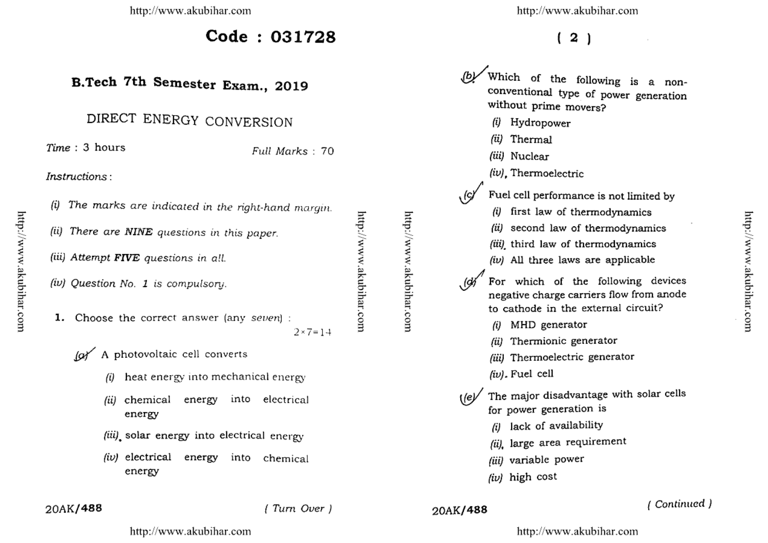# Code : 031728

## B.Tech 7th Semester Exam., 2019

## DIRECT ENERGY CONVERSION

*Time* : 3 hours *Full Marks* : 70

*Instructions* :

(i) *The marks are indicated in the right-hand margin.*

(ii) *There are* **NINE** *questions in this paper.*

(iii) *Attempt* **FIVE** *questions in all.*

(iv) *Question No. 1 is compulsory.*

**1.** Choose the correct answer (any *seven*) : $2 \times 7 = 14$

(a) A photovoltaic cell converts

- (i) heat energy into mechanical energy
- (ii) chemical energy into electrical energy
- (iii) solar energy into electrical energy
- (iv) electrical energy into chemical energy

(b) Which of the following is a non-conventional type of power generation without prime movers?

- (i) Hydropower
- (ii) Thermal
- (iii) Nuclear
- (iv) Thermoelectric

(c) Fuel cell performance is not limited by

- (i) first law of thermodynamics
- (ii) second law of thermodynamics
- (iii) third law of thermodynamics
- (iv) All three laws are applicable

(d) For which of the following devices negative charge carriers flow from anode to cathode in the external circuit?

- (i) MHD generator
- (ii) Thermionic generator
- (iii) Thermoelectric generator
- (iv) Fuel cell

(e) The major disadvantage with solar cells for power generation is

- (i) lack of availability
- (ii) large area requirement
- (iii) variable power
- (iv) high cost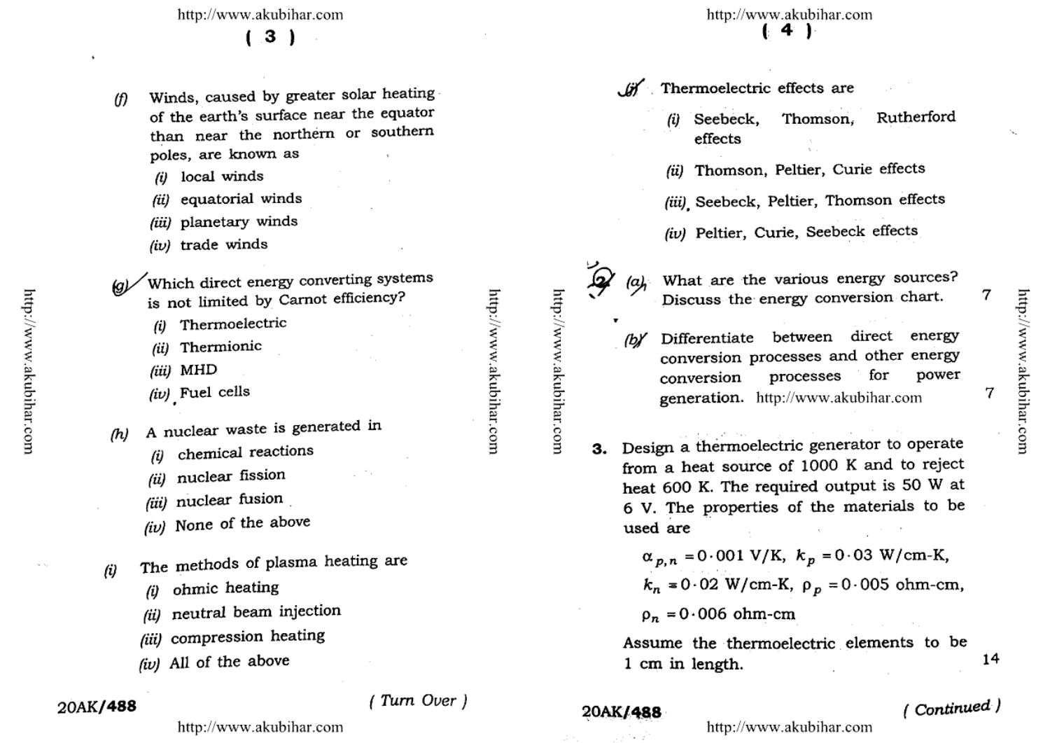(f) Winds, caused by greater solar heating of the earth's surface near the equator than near the northern or southern poles, are known as

(i) local winds

(ii) equatorial winds

(iii) planetary winds

(iv) trade winds

(g) Which direct energy converting systems is not limited by Carnot efficiency?

(i) Thermoelectric

(ii) Thermionic

(iii) MHD

(iv) Fuel cells

(h) A nuclear waste is generated in

(i) chemical reactions

(ii) nuclear fission

(iii) nuclear fusion

(iv) None of the above

(i) The methods of plasma heating are

(i) ohmic heating

(ii) neutral beam injection

(iii) compression heating

(iv) All of the above

(j) Thermoelectric effects are

(i) Seebeck, Thomson, Rutherford effects

(ii) Thomson, Peltier, Curie effects

(iii) Seebeck, Peltier, Thomson effects

(iv) Peltier, Curie, Seebeck effects

**2.** (a) What are the various energy sources? Discuss the energy conversion chart. **7**

(b) Differentiate between direct energy conversion processes and other energy conversion processes for power generation. **7**

**3.** Design a thermoelectric generator to operate from a heat source of 1000 K and to reject heat 600 K. The required output is 50 W at 6 V. The properties of the materials to be used are

$\alpha_{p,n} = 0 \cdot 001$ V/K, $k_p = 0 \cdot 03$ W/cm-K,

$k_n = 0 \cdot 02$ W/cm-K, $\rho_p = 0 \cdot 005$ ohm-cm,

$\rho_n = 0 \cdot 006$ ohm-cm

Assume the thermoelectric elements to be 1 cm in length. **14**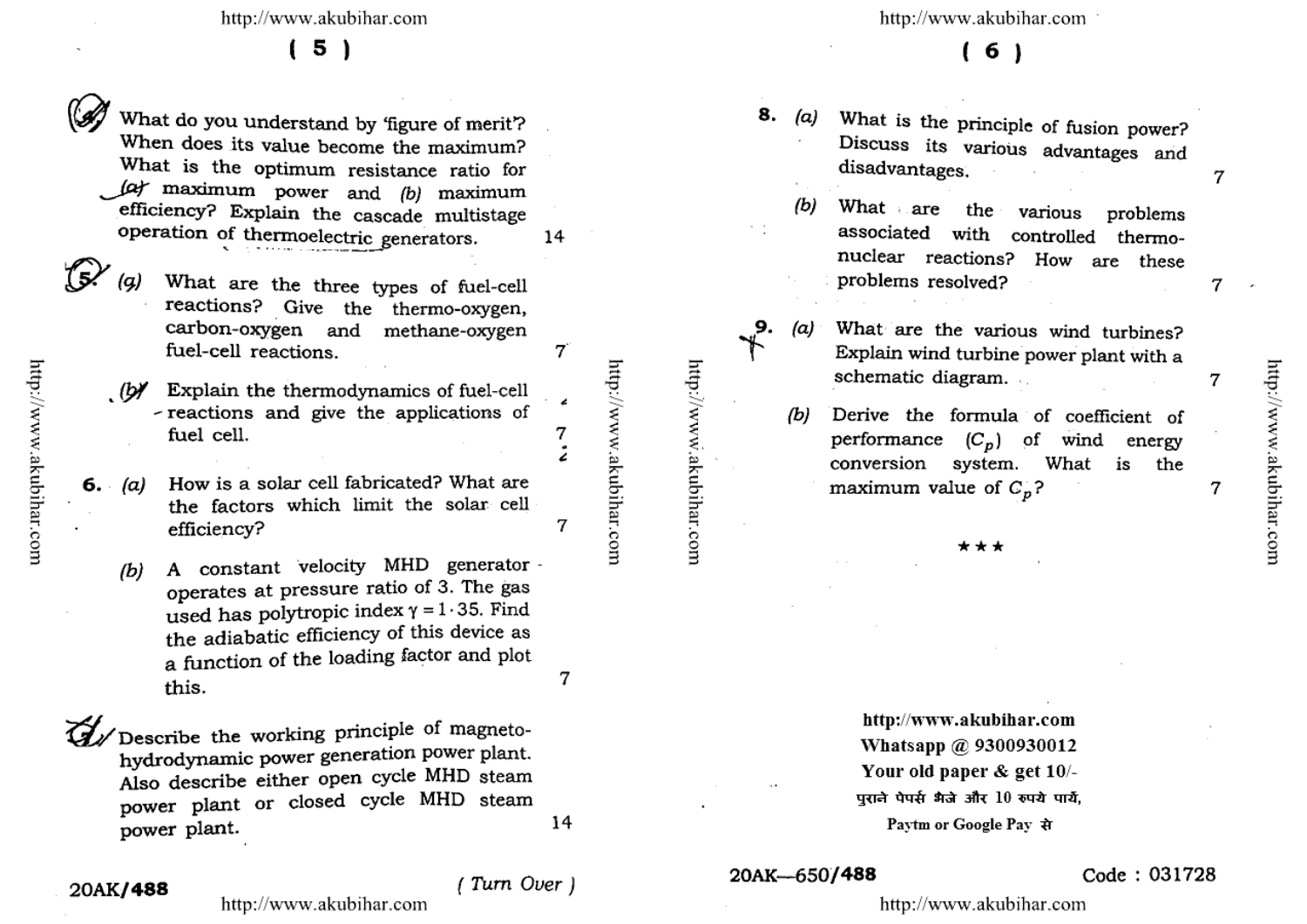4. What do you understand by 'figure of merit'? When does its value become the maximum? What is the optimum resistance ratio for (a) maximum power and (b) maximum efficiency? Explain the cascade multistage operation of thermoelectric generators. 14

5. (a) What are the three types of fuel-cell reactions? Give the thermo-oxygen, carbon-oxygen and methane-oxygen fuel-cell reactions. 7

   (b) Explain the thermodynamics of fuel-cell reactions and give the applications of fuel cell. 7

6. (a) How is a solar cell fabricated? What are the factors which limit the solar cell efficiency? 7

   (b) A constant velocity MHD generator operates at pressure ratio of 3. The gas used has polytropic index $\gamma = 1 \cdot 35$. Find the adiabatic efficiency of this device as a function of the loading factor and plot this. 7

7. Describe the working principle of magneto-hydrodynamic power generation power plant. Also describe either open cycle MHD steam power plant or closed cycle MHD steam power plant. 14

8. (a) What is the principle of fusion power? Discuss its various advantages and disadvantages. 7

   (b) What are the various problems associated with controlled thermo-nuclear reactions? How are these problems resolved? 7

9. (a) What are the various wind turbines? Explain wind turbine power plant with a schematic diagram. 7

   (b) Derive the formula of coefficient of performance $(C_p)$ of wind energy conversion system. What is the maximum value of $C_p$? 7

★ ★ ★

20AK—650/488 Code : 031728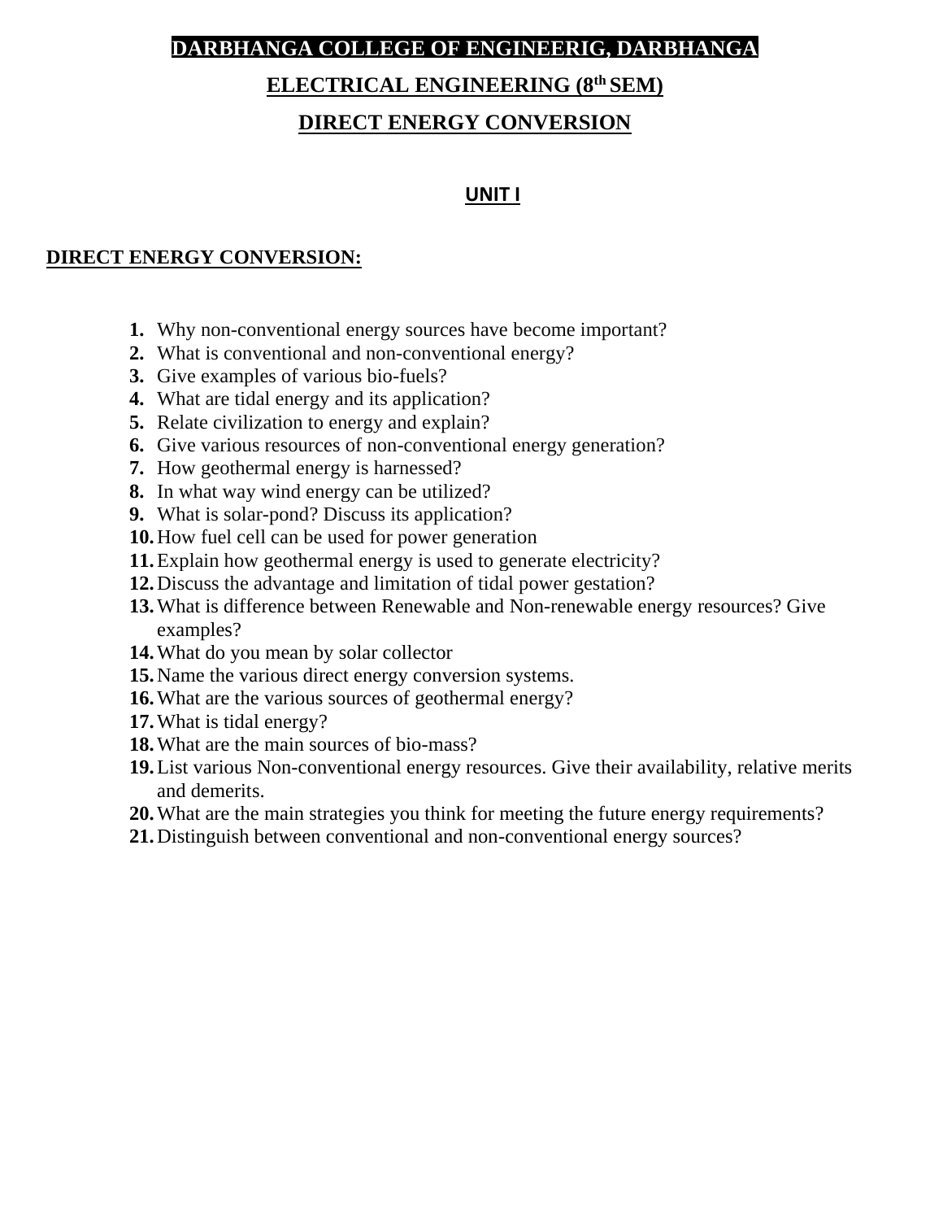# DARBHANGA COLLEGE OF ENGINEERIG, DARBHANGA

## ELECTRICAL ENGINEERING (8th SEM)

## DIRECT ENERGY CONVERSION

### UNIT I

**DIRECT ENERGY CONVERSION:**

1. Why non-conventional energy sources have become important?
2. What is conventional and non-conventional energy?
3. Give examples of various bio-fuels?
4. What are tidal energy and its application?
5. Relate civilization to energy and explain?
6. Give various resources of non-conventional energy generation?
7. How geothermal energy is harnessed?
8. In what way wind energy can be utilized?
9. What is solar-pond? Discuss its application?
10. How fuel cell can be used for power generation
11. Explain how geothermal energy is used to generate electricity?
12. Discuss the advantage and limitation of tidal power gestation?
13. What is difference between Renewable and Non-renewable energy resources? Give examples?
14. What do you mean by solar collector
15. Name the various direct energy conversion systems.
16. What are the various sources of geothermal energy?
17. What is tidal energy?
18. What are the main sources of bio-mass?
19. List various Non-conventional energy resources. Give their availability, relative merits and demerits.
20. What are the main strategies you think for meeting the future energy requirements?
21. Distinguish between conventional and non-conventional energy sources?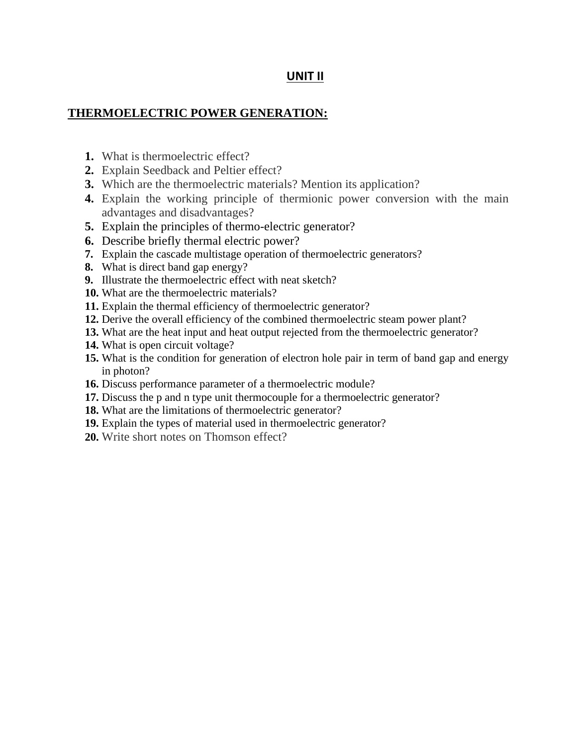# UNIT II

## THERMOELECTRIC POWER GENERATION:

1. What is thermoelectric effect?
2. Explain Seedback and Peltier effect?
3. Which are the thermoelectric materials? Mention its application?
4. Explain the working principle of thermionic power conversion with the main advantages and disadvantages?
5. Explain the principles of thermo-electric generator?
6. Describe briefly thermal electric power?
7. Explain the cascade multistage operation of thermoelectric generators?
8. What is direct band gap energy?
9. Illustrate the thermoelectric effect with neat sketch?
10. What are the thermoelectric materials?
11. Explain the thermal efficiency of thermoelectric generator?
12. Derive the overall efficiency of the combined thermoelectric steam power plant?
13. What are the heat input and heat output rejected from the thermoelectric generator?
14. What is open circuit voltage?
15. What is the condition for generation of electron hole pair in term of band gap and energy in photon?
16. Discuss performance parameter of a thermoelectric module?
17. Discuss the p and n type unit thermocouple for a thermoelectric generator?
18. What are the limitations of thermoelectric generator?
19. Explain the types of material used in thermoelectric generator?
20. Write short notes on Thomson effect?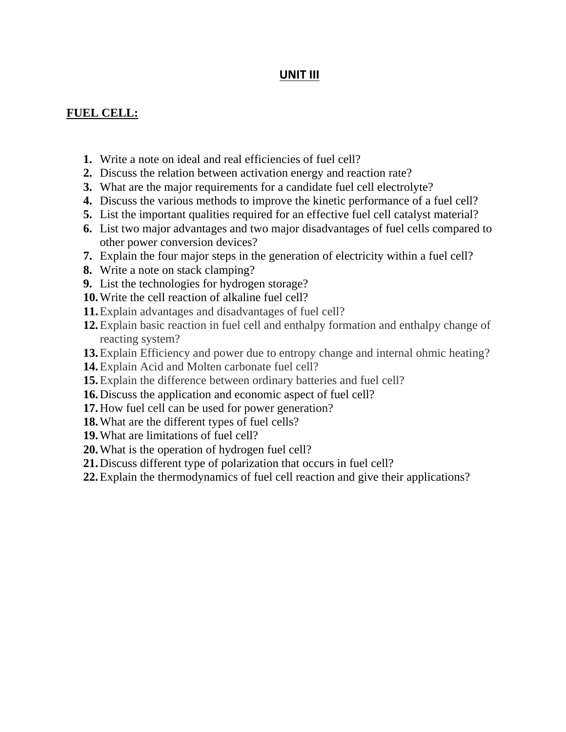# UNIT III

## FUEL CELL:

1. Write a note on ideal and real efficiencies of fuel cell?
2. Discuss the relation between activation energy and reaction rate?
3. What are the major requirements for a candidate fuel cell electrolyte?
4. Discuss the various methods to improve the kinetic performance of a fuel cell?
5. List the important qualities required for an effective fuel cell catalyst material?
6. List two major advantages and two major disadvantages of fuel cells compared to other power conversion devices?
7. Explain the four major steps in the generation of electricity within a fuel cell?
8. Write a note on stack clamping?
9. List the technologies for hydrogen storage?
10. Write the cell reaction of alkaline fuel cell?
11. Explain advantages and disadvantages of fuel cell?
12. Explain basic reaction in fuel cell and enthalpy formation and enthalpy change of reacting system?
13. Explain Efficiency and power due to entropy change and internal ohmic heating?
14. Explain Acid and Molten carbonate fuel cell?
15. Explain the difference between ordinary batteries and fuel cell?
16. Discuss the application and economic aspect of fuel cell?
17. How fuel cell can be used for power generation?
18. What are the different types of fuel cells?
19. What are limitations of fuel cell?
20. What is the operation of hydrogen fuel cell?
21. Discuss different type of polarization that occurs in fuel cell?
22. Explain the thermodynamics of fuel cell reaction and give their applications?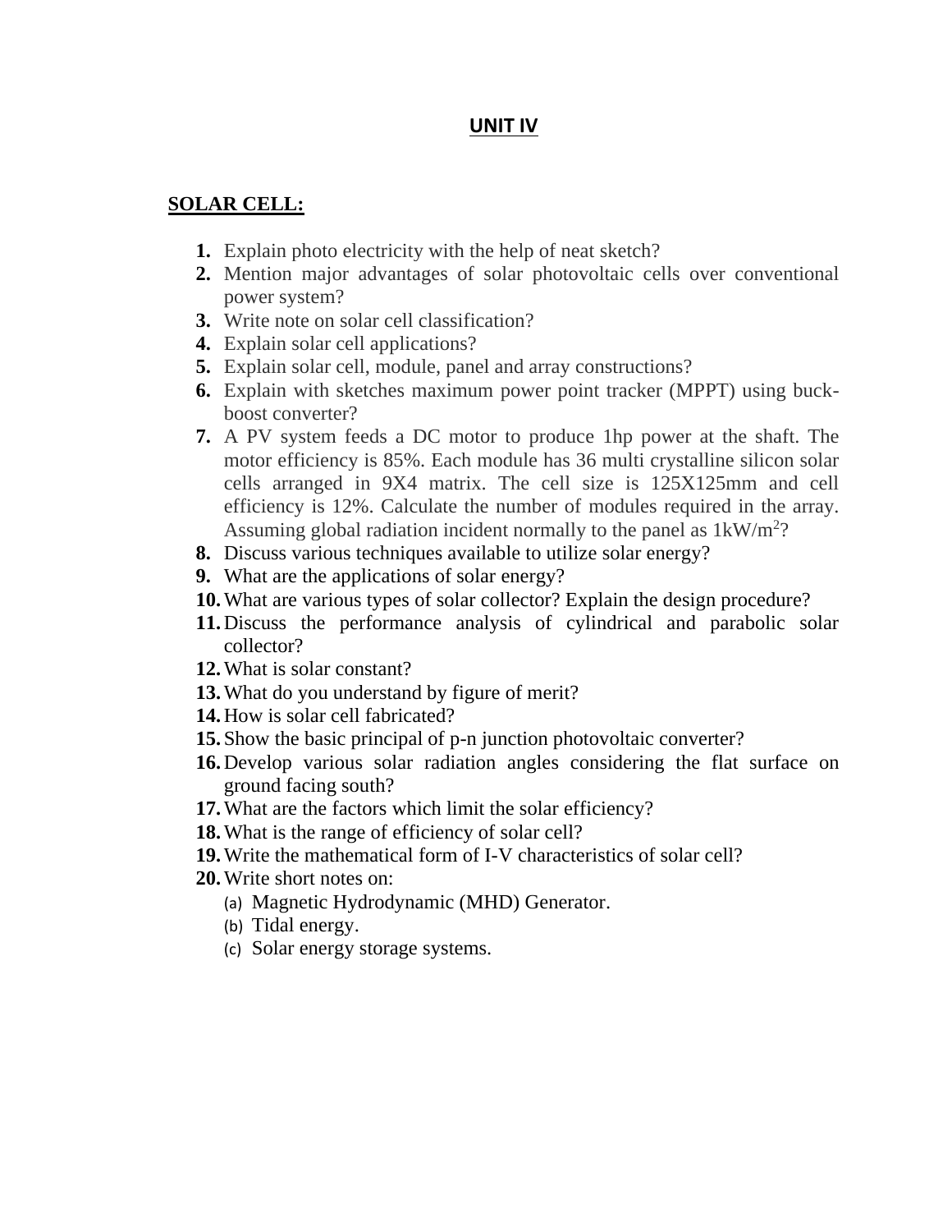# UNIT IV

## SOLAR CELL:

1. Explain photo electricity with the help of neat sketch?
2. Mention major advantages of solar photovoltaic cells over conventional power system?
3. Write note on solar cell classification?
4. Explain solar cell applications?
5. Explain solar cell, module, panel and array constructions?
6. Explain with sketches maximum power point tracker (MPPT) using buck-boost converter?
7. A PV system feeds a DC motor to produce 1hp power at the shaft. The motor efficiency is 85%. Each module has 36 multi crystalline silicon solar cells arranged in 9X4 matrix. The cell size is 125X125mm and cell efficiency is 12%. Calculate the number of modules required in the array. Assuming global radiation incident normally to the panel as $1kW/m^2$?
8. Discuss various techniques available to utilize solar energy?
9. What are the applications of solar energy?
10. What are various types of solar collector? Explain the design procedure?
11. Discuss the performance analysis of cylindrical and parabolic solar collector?
12. What is solar constant?
13. What do you understand by figure of merit?
14. How is solar cell fabricated?
15. Show the basic principal of p-n junction photovoltaic converter?
16. Develop various solar radiation angles considering the flat surface on ground facing south?
17. What are the factors which limit the solar efficiency?
18. What is the range of efficiency of solar cell?
19. Write the mathematical form of I-V characteristics of solar cell?
20. Write short notes on:
    (a) Magnetic Hydrodynamic (MHD) Generator.
    (b) Tidal energy.
    (c) Solar energy storage systems.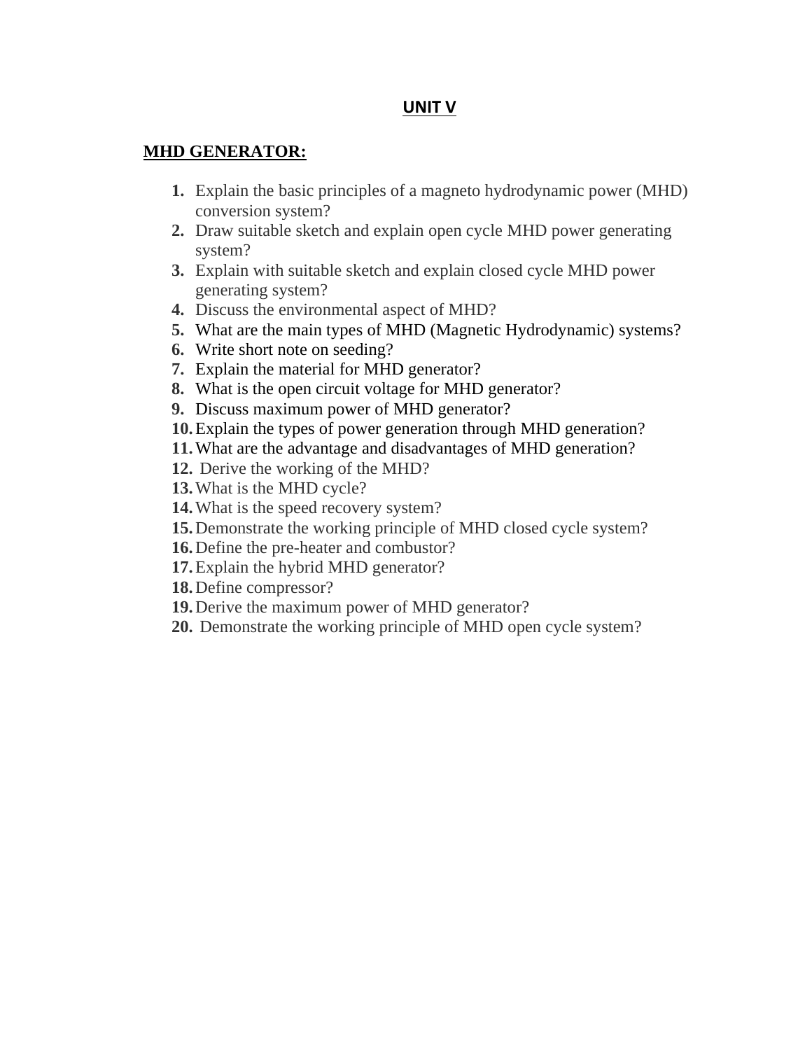## UNIT V

### MHD GENERATOR:

1. Explain the basic principles of a magneto hydrodynamic power (MHD) conversion system?
2. Draw suitable sketch and explain open cycle MHD power generating system?
3. Explain with suitable sketch and explain closed cycle MHD power generating system?
4. Discuss the environmental aspect of MHD?
5. What are the main types of MHD (Magnetic Hydrodynamic) systems?
6. Write short note on seeding?
7. Explain the material for MHD generator?
8. What is the open circuit voltage for MHD generator?
9. Discuss maximum power of MHD generator?
10. Explain the types of power generation through MHD generation?
11. What are the advantage and disadvantages of MHD generation?
12. Derive the working of the MHD?
13. What is the MHD cycle?
14. What is the speed recovery system?
15. Demonstrate the working principle of MHD closed cycle system?
16. Define the pre-heater and combustor?
17. Explain the hybrid MHD generator?
18. Define compressor?
19. Derive the maximum power of MHD generator?
20. Demonstrate the working principle of MHD open cycle system?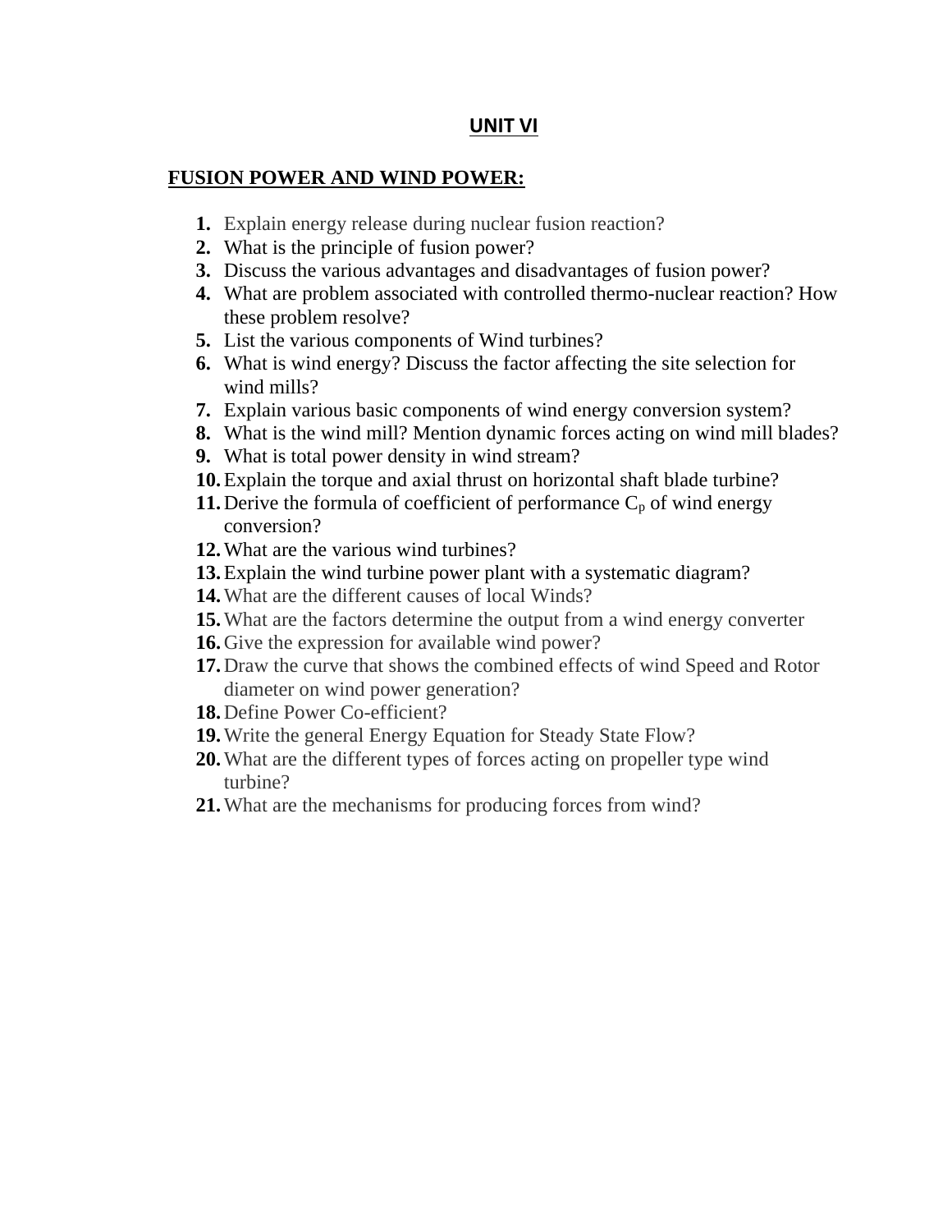## UNIT VI

### FUSION POWER AND WIND POWER:

1. Explain energy release during nuclear fusion reaction?
2. What is the principle of fusion power?
3. Discuss the various advantages and disadvantages of fusion power?
4. What are problem associated with controlled thermo-nuclear reaction? How these problem resolve?
5. List the various components of Wind turbines?
6. What is wind energy? Discuss the factor affecting the site selection for wind mills?
7. Explain various basic components of wind energy conversion system?
8. What is the wind mill? Mention dynamic forces acting on wind mill blades?
9. What is total power density in wind stream?
10. Explain the torque and axial thrust on horizontal shaft blade turbine?
11. Derive the formula of coefficient of performance $C_p$ of wind energy conversion?
12. What are the various wind turbines?
13. Explain the wind turbine power plant with a systematic diagram?
14. What are the different causes of local Winds?
15. What are the factors determine the output from a wind energy converter
16. Give the expression for available wind power?
17. Draw the curve that shows the combined effects of wind Speed and Rotor diameter on wind power generation?
18. Define Power Co-efficient?
19. Write the general Energy Equation for Steady State Flow?
20. What are the different types of forces acting on propeller type wind turbine?
21. What are the mechanisms for producing forces from wind?